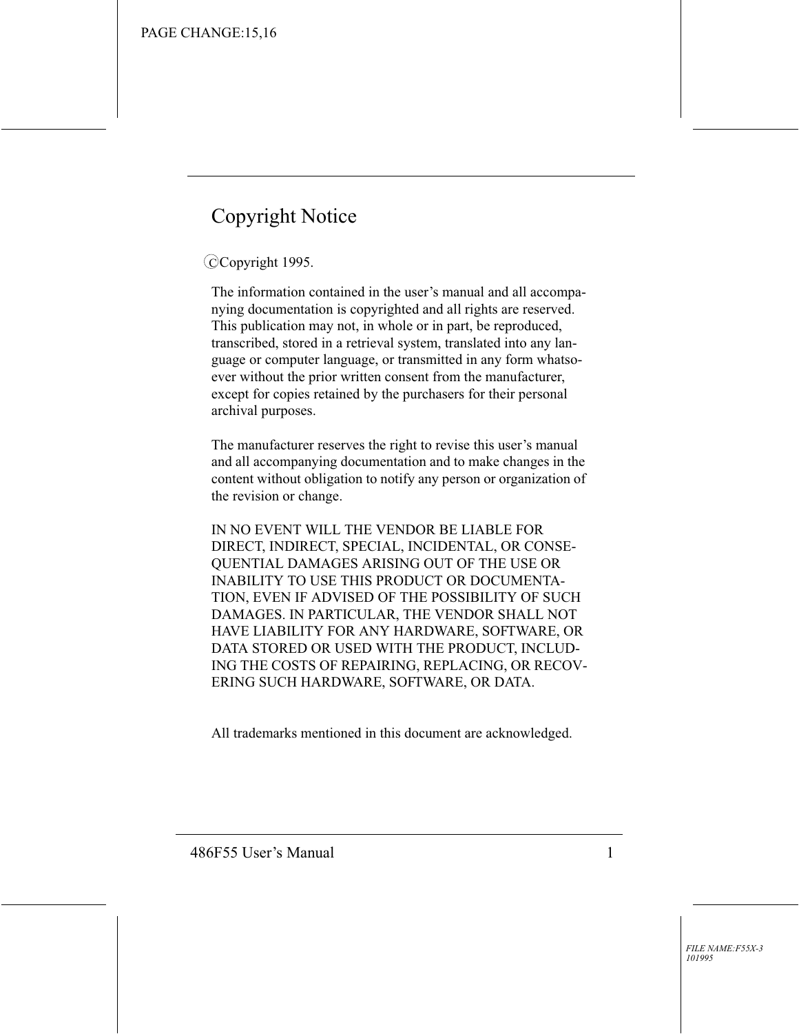# Copyright Notice

© Copyright 1995.

The information contained in the user's manual and all accompanying documentation is copyrighted and all rights are reserved. This publication may not, in whole or in part, be reproduced, transcribed, stored in a retrieval system, translated into any language or computer language, or transmitted in any form whatsoever without the prior written consent from the manufacturer, except for copies retained by the purchasers for their personal archival purposes.

The manufacturer reserves the right to revise this user's manual and all accompanying documentation and to make changes in the content without obligation to notify any person or organization of the revision or change.

IN NO EVENT WILL THE VENDOR BE LIABLE FOR DIRECT, INDIRECT, SPECIAL, INCIDENTAL, OR CONSEQUENTIAL DAMAGES ARISING OUT OF THE USE OR INABILITY TO USE THIS PRODUCT OR DOCUMENTATION, EVEN IF ADVISED OF THE POSSIBILITY OF SUCH DAMAGES. IN PARTICULAR, THE VENDOR SHALL NOT HAVE LIABILITY FOR ANY HARDWARE, SOFTWARE, OR DATA STORED OR USED WITH THE PRODUCT, INCLUDING THE COSTS OF REPAIRING, REPLACING, OR RECOVERING SUCH HARDWARE, SOFTWARE, OR DATA.

All trademarks mentioned in this document are acknowledged.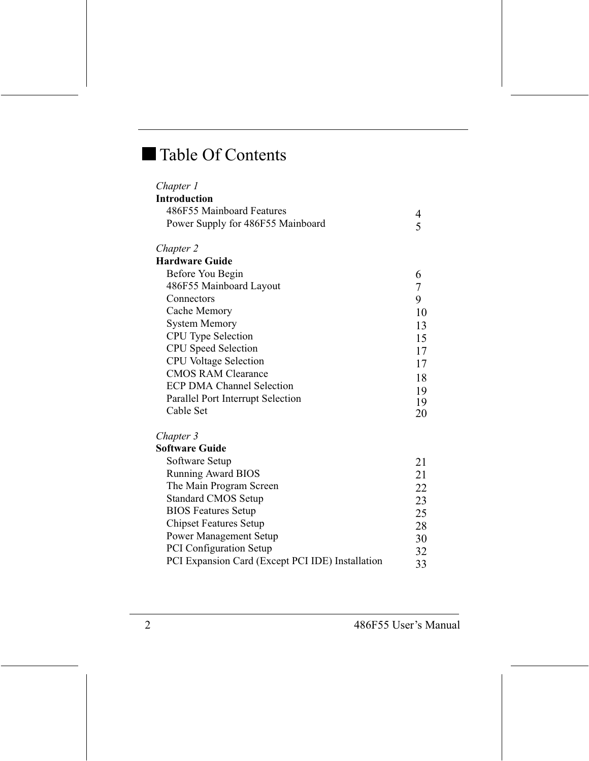# Table Of Contents

*Chapter 1*
**Introduction**

| | |
|---|---|
| 486F55 Mainboard Features | 4 |
| Power Supply for 486F55 Mainboard | 5 |

*Chapter 2*
**Hardware Guide**

| | |
|---|---|
| Before You Begin | 6 |
| 486F55 Mainboard Layout | 7 |
| Connectors | 9 |
| Cache Memory | 10 |
| System Memory | 13 |
| CPU Type Selection | 15 |
| CPU Speed Selection | 17 |
| CPU Voltage Selection | 17 |
| CMOS RAM Clearance | 18 |
| ECP DMA Channel Selection | 19 |
| Parallel Port Interrupt Selection | 19 |
| Cable Set | 20 |

*Chapter 3*
**Software Guide**

| | |
|---|---|
| Software Setup | 21 |
| Running Award BIOS | 21 |
| The Main Program Screen | 22 |
| Standard CMOS Setup | 23 |
| BIOS Features Setup | 25 |
| Chipset Features Setup | 28 |
| Power Management Setup | 30 |
| PCI Configuration Setup | 32 |
| PCI Expansion Card (Except PCI IDE) Installation | 33 |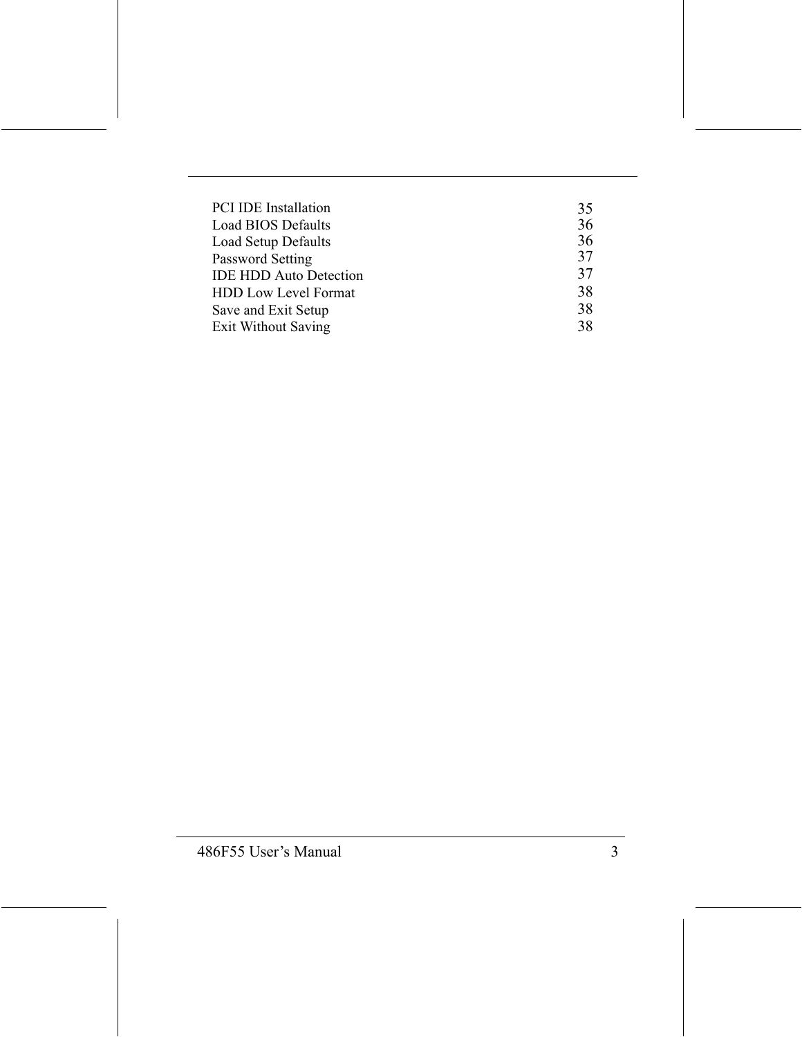| | |
|---|---|
| PCI IDE Installation | 35 |
| Load BIOS Defaults | 36 |
| Load Setup Defaults | 36 |
| Password Setting | 37 |
| IDE HDD Auto Detection | 37 |
| HDD Low Level Format | 38 |
| Save and Exit Setup | 38 |
| Exit Without Saving | 38 |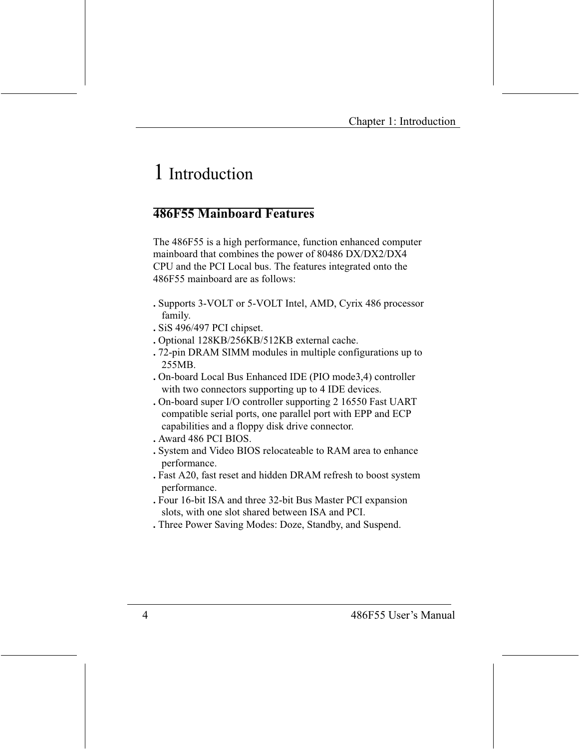# 1 Introduction

## 486F55 Mainboard Features

The 486F55 is a high performance, function enhanced computer mainboard that combines the power of 80486 DX/DX2/DX4 CPU and the PCI Local bus. The features integrated onto the 486F55 mainboard are as follows:

- Supports 3-VOLT or 5-VOLT Intel, AMD, Cyrix 486 processor family.
- SiS 496/497 PCI chipset.
- Optional 128KB/256KB/512KB external cache.
- 72-pin DRAM SIMM modules in multiple configurations up to 255MB.
- On-board Local Bus Enhanced IDE (PIO mode3,4) controller with two connectors supporting up to 4 IDE devices.
- On-board super I/O controller supporting 2 16550 Fast UART compatible serial ports, one parallel port with EPP and ECP capabilities and a floppy disk drive connector.
- Award 486 PCI BIOS.
- System and Video BIOS relocateable to RAM area to enhance performance.
- Fast A20, fast reset and hidden DRAM refresh to boost system performance.
- Four 16-bit ISA and three 32-bit Bus Master PCI expansion slots, with one slot shared between ISA and PCI.
- Three Power Saving Modes: Doze, Standby, and Suspend.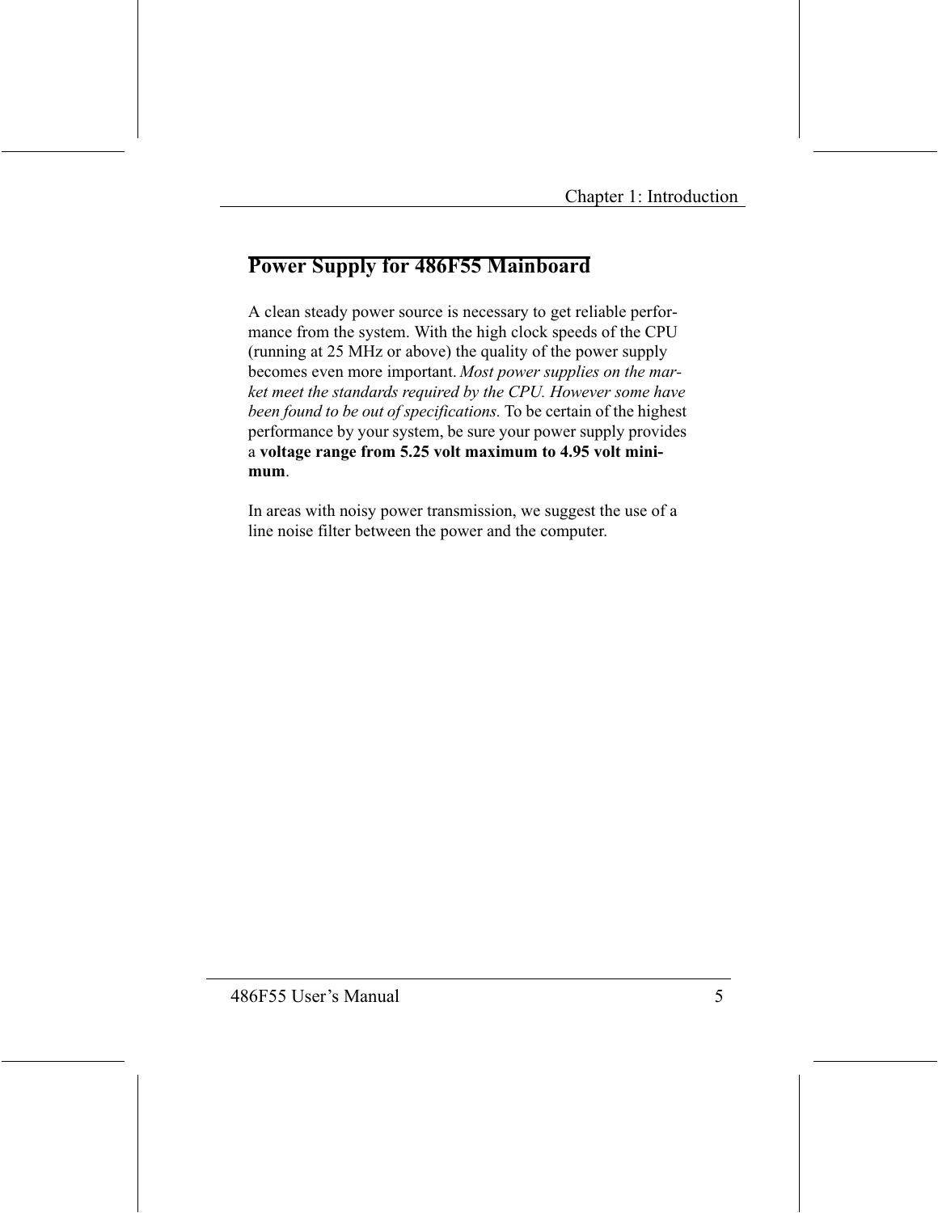## Power Supply for 486F55 Mainboard

A clean steady power source is necessary to get reliable performance from the system. With the high clock speeds of the CPU (running at 25 MHz or above) the quality of the power supply becomes even more important. *Most power supplies on the market meet the standards required by the CPU. However some have been found to be out of specifications.* To be certain of the highest performance by your system, be sure your power supply provides a **voltage range from 5.25 volt maximum to 4.95 volt minimum**.

In areas with noisy power transmission, we suggest the use of a line noise filter between the power and the computer.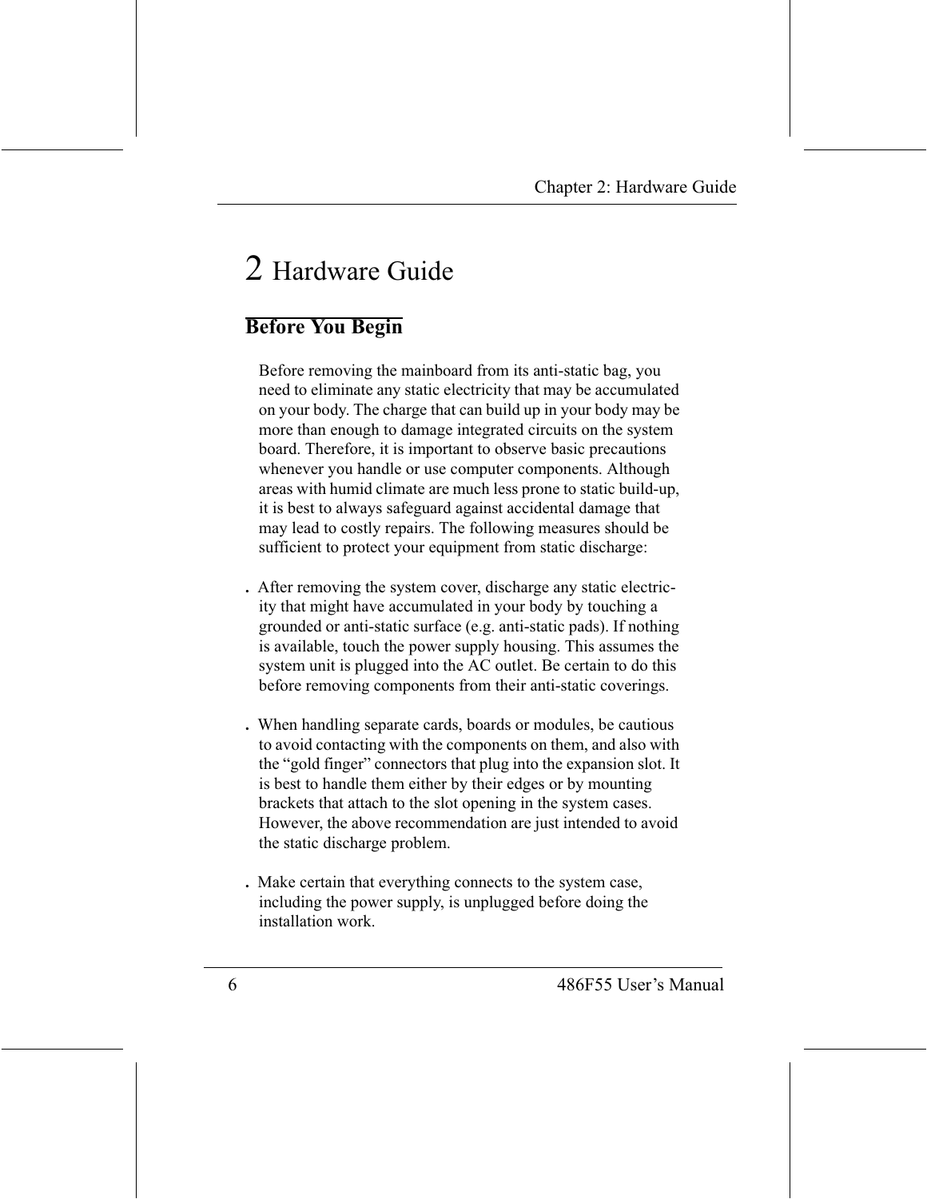# 2 Hardware Guide

## Before You Begin

Before removing the mainboard from its anti-static bag, you need to eliminate any static electricity that may be accumulated on your body. The charge that can build up in your body may be more than enough to damage integrated circuits on the system board. Therefore, it is important to observe basic precautions whenever you handle or use computer components. Although areas with humid climate are much less prone to static build-up, it is best to always safeguard against accidental damage that may lead to costly repairs. The following measures should be sufficient to protect your equipment from static discharge:

- After removing the system cover, discharge any static electricity that might have accumulated in your body by touching a grounded or anti-static surface (e.g. anti-static pads). If nothing is available, touch the power supply housing. This assumes the system unit is plugged into the AC outlet. Be certain to do this before removing components from their anti-static coverings.

- When handling separate cards, boards or modules, be cautious to avoid contacting with the components on them, and also with the "gold finger" connectors that plug into the expansion slot. It is best to handle them either by their edges or by mounting brackets that attach to the slot opening in the system cases. However, the above recommendation are just intended to avoid the static discharge problem.

- Make certain that everything connects to the system case, including the power supply, is unplugged before doing the installation work.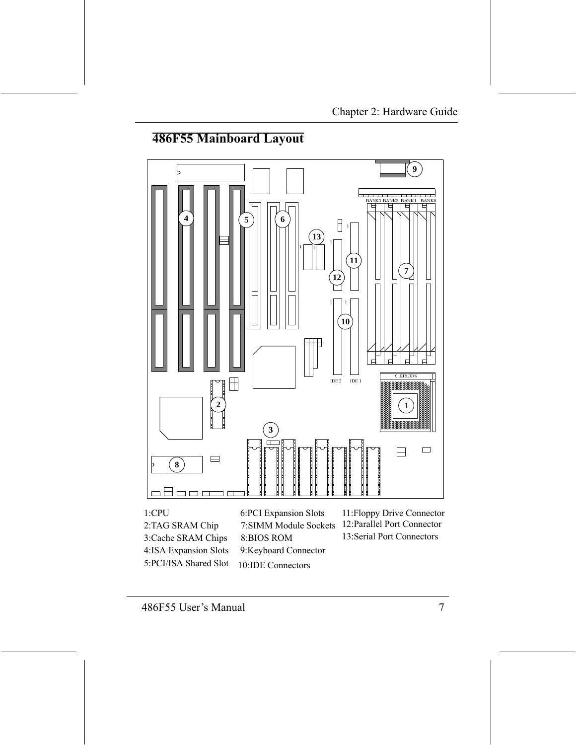## 486F55 Mainboard Layout

1:CPU
2:TAG SRAM Chip
3:Cache SRAM Chips
4:ISA Expansion Slots
5:PCI/ISA Shared Slot
6:PCI Expansion Slots
7:SIMM Module Sockets
8:BIOS ROM
9:Keyboard Connector
10:IDE Connectors
11:Floppy Drive Connector
12:Parallel Port Connector
13:Serial Port Connectors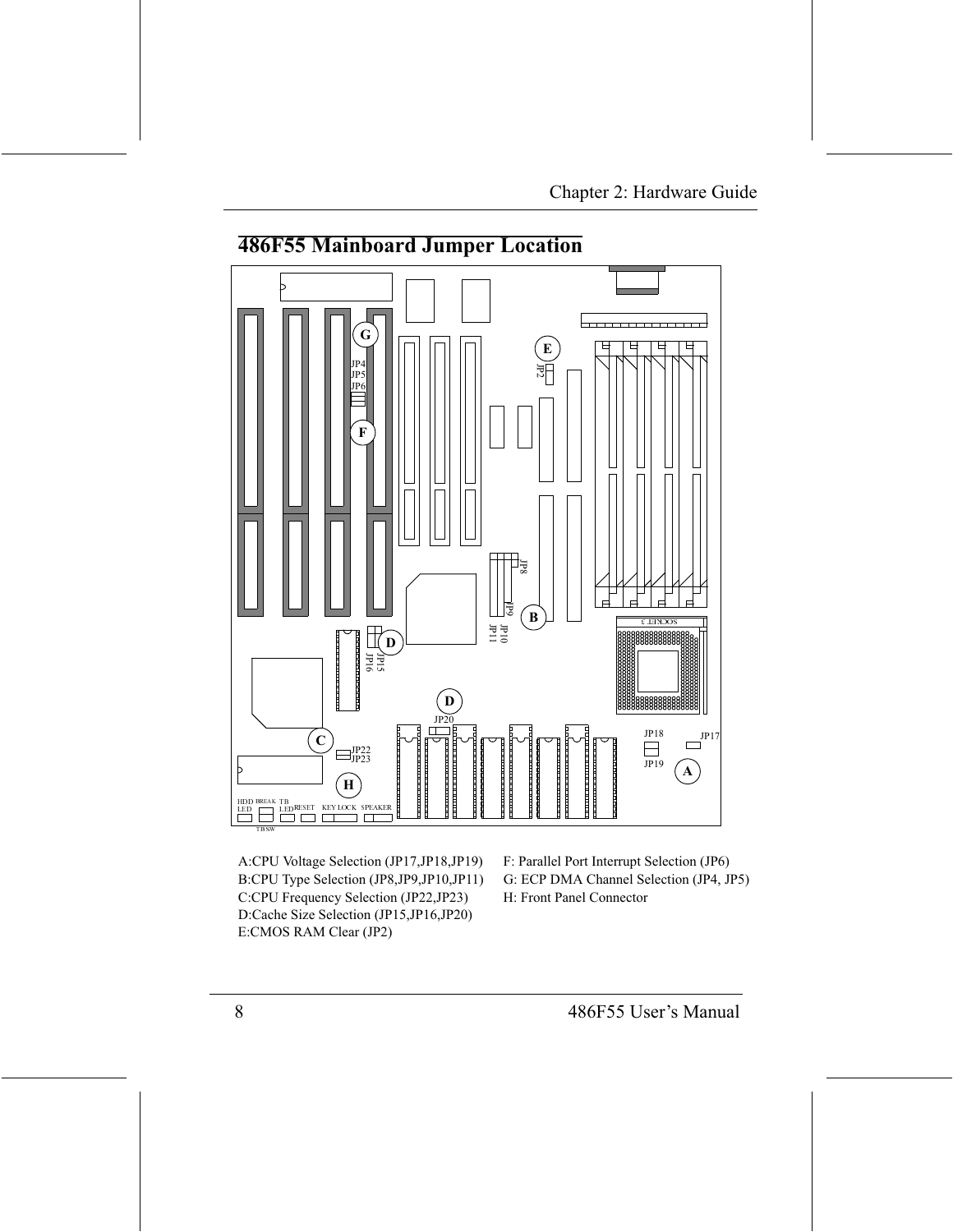## 486F55 Mainboard Jumper Location

A:CPU Voltage Selection (JP17,JP18,JP19)
B:CPU Type Selection (JP8,JP9,JP10,JP11)
C:CPU Frequency Selection (JP22,JP23)
D:Cache Size Selection (JP15,JP16,JP20)
E:CMOS RAM Clear (JP2)
F: Parallel Port Interrupt Selection (JP6)
G: ECP DMA Channel Selection (JP4, JP5)
H: Front Panel Connector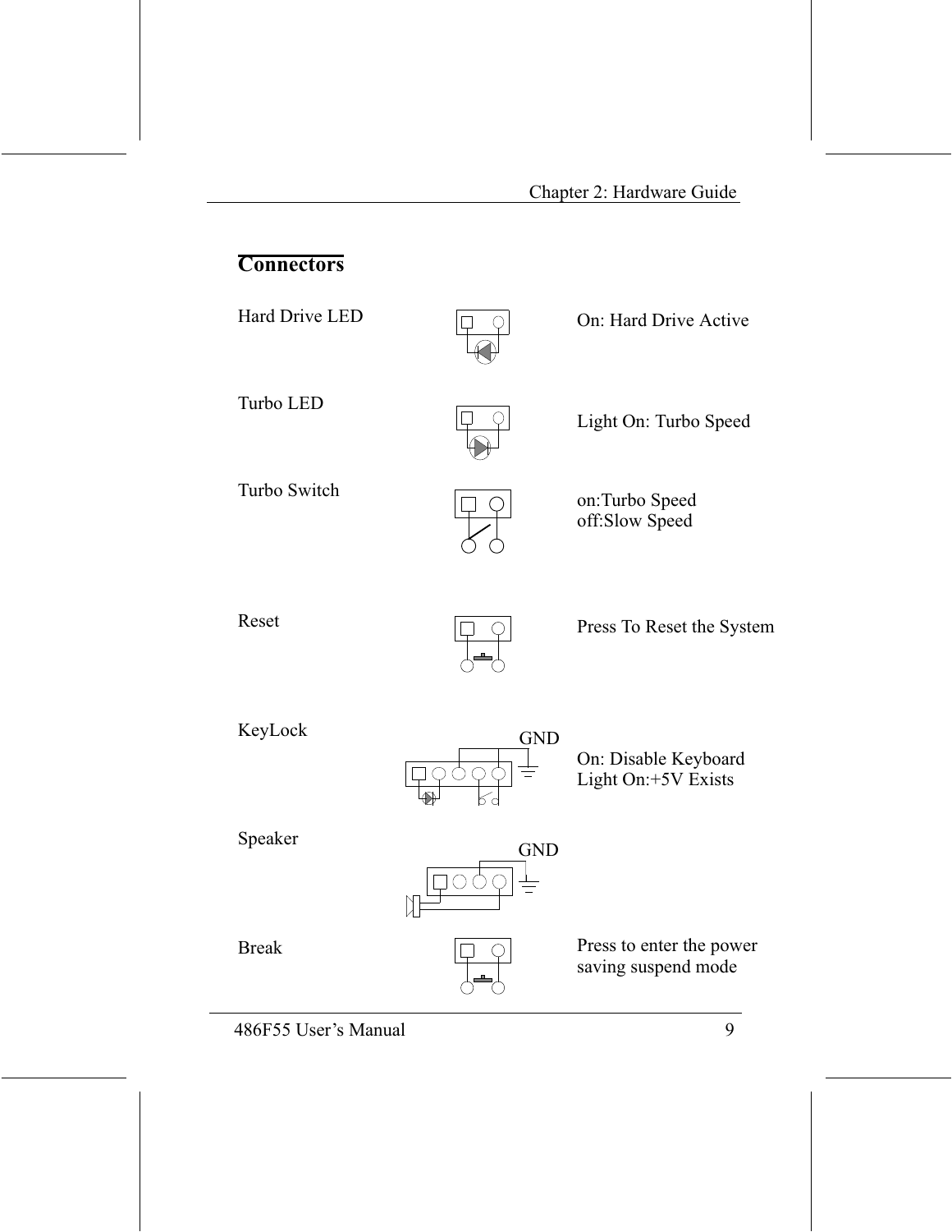## Connectors

| Connector | Description |
|---|---|
| Hard Drive LED | On: Hard Drive Active |
| Turbo LED | Light On: Turbo Speed |
| Turbo Switch | on:Turbo Speed<br>off:Slow Speed |
| Reset | Press To Reset the System |
| KeyLock (GND) | On: Disable Keyboard<br>Light On:+5V Exists |
| Speaker (GND) | |
| Break | Press to enter the power saving suspend mode |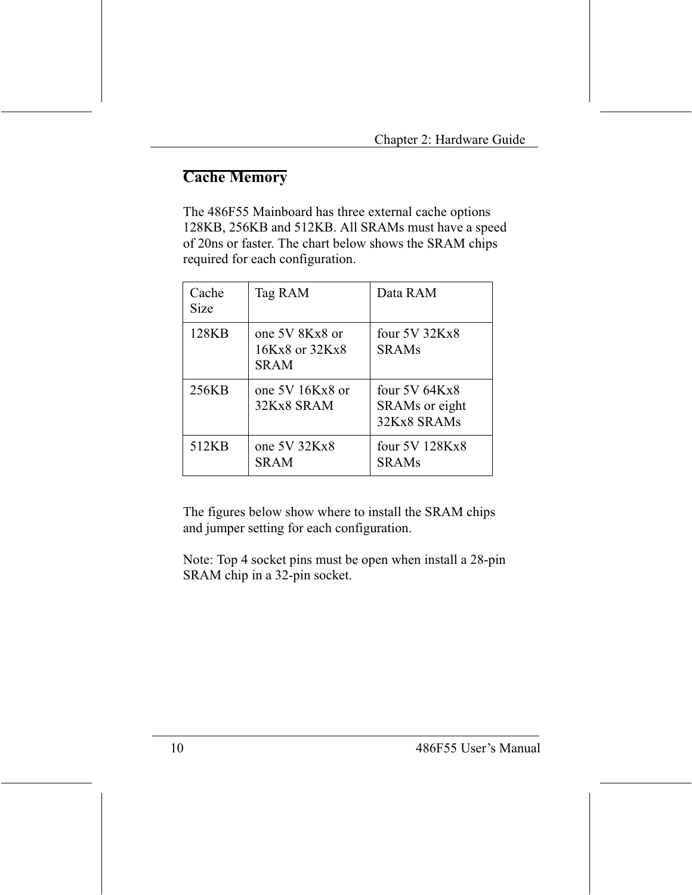## Cache Memory

The 486F55 Mainboard has three external cache options 128KB, 256KB and 512KB. All SRAMs must have a speed of 20ns or faster. The chart below shows the SRAM chips required for each configuration.

| Cache Size | Tag RAM | Data RAM |
|---|---|---|
| 128KB | one 5V 8Kx8 or 16Kx8 or 32Kx8 SRAM | four 5V 32Kx8 SRAMs |
| 256KB | one 5V 16Kx8 or 32Kx8 SRAM | four 5V 64Kx8 SRAMs or eight 32Kx8 SRAMs |
| 512KB | one 5V 32Kx8 SRAM | four 5V 128Kx8 SRAMs |

The figures below show where to install the SRAM chips and jumper setting for each configuration.

Note: Top 4 socket pins must be open when install a 28-pin SRAM chip in a 32-pin socket.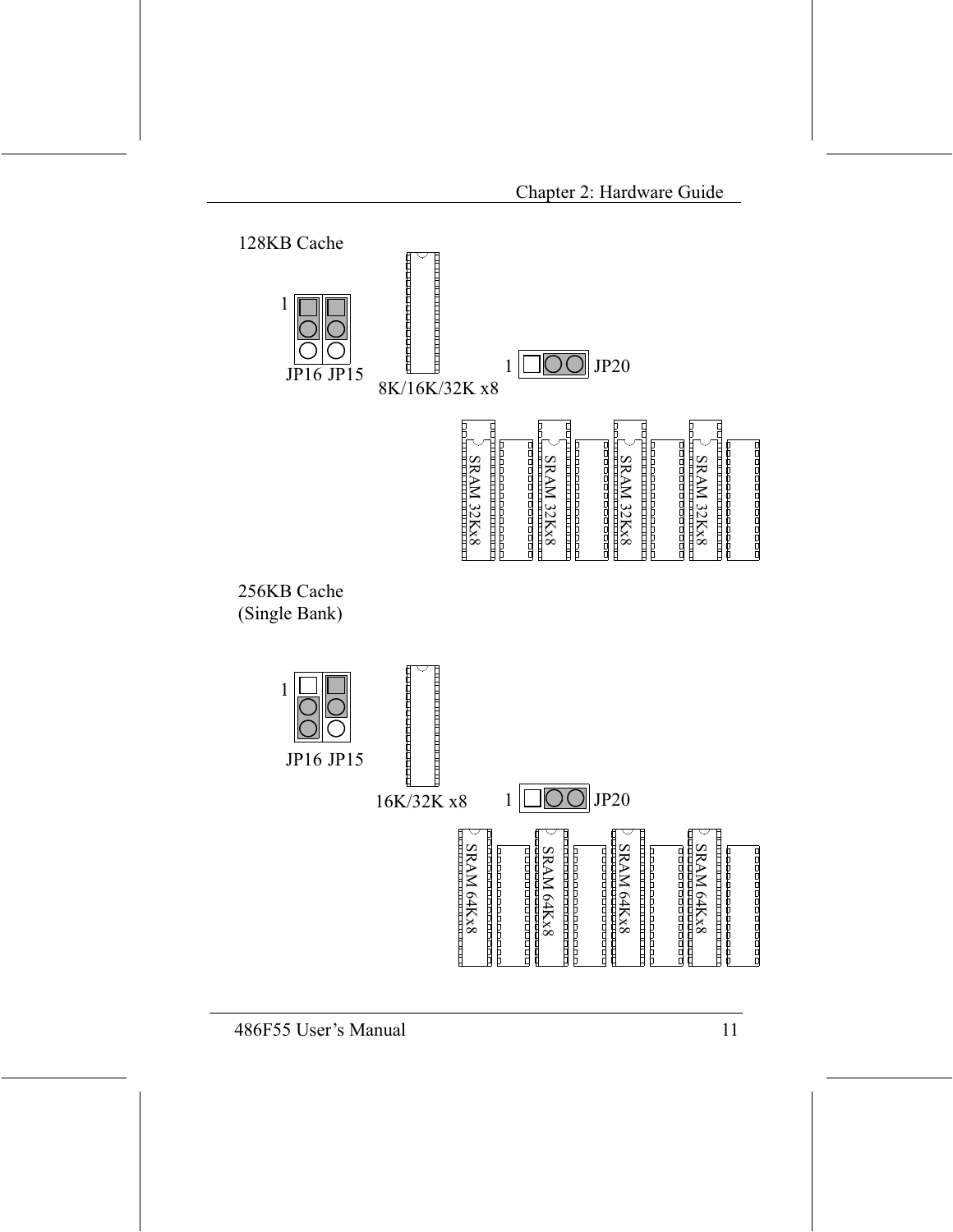128KB Cache

1

JP16 JP15

8K/16K/32K x8

1 JP20

SRAM 32Kx8 SRAM 32Kx8 SRAM 32Kx8 SRAM 32Kx8

256KB Cache
(Single Bank)

1

JP16 JP15

16K/32K x8

1 JP20

SRAM 64Kx8 SRAM 64Kx8 SRAM 64Kx8 SRAM 64Kx8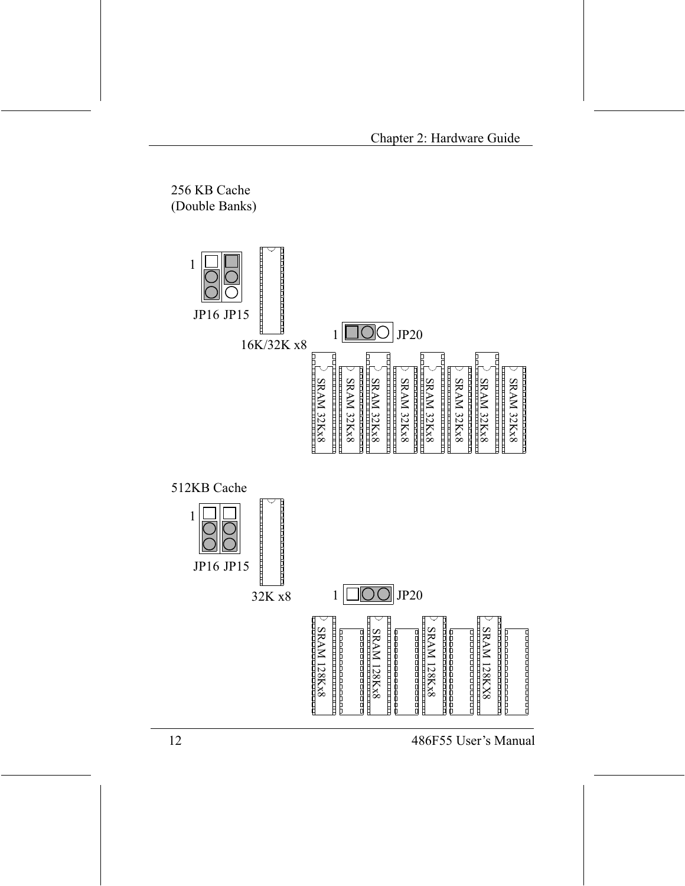256 KB Cache
(Double Banks)

1

JP16 JP15

16K/32K x8

1 JP20

SRAM 32Kx8 SRAM 32Kx8 SRAM 32Kx8 SRAM 32Kx8 SRAM 32Kx8 SRAM 32Kx8 SRAM 32Kx8 SRAM 32Kx8

512KB Cache

1

JP16 JP15

32K x8

1 JP20

SRAM 128Kx8 SRAM 128Kx8 SRAM 128Kx8 SRAM 128KX8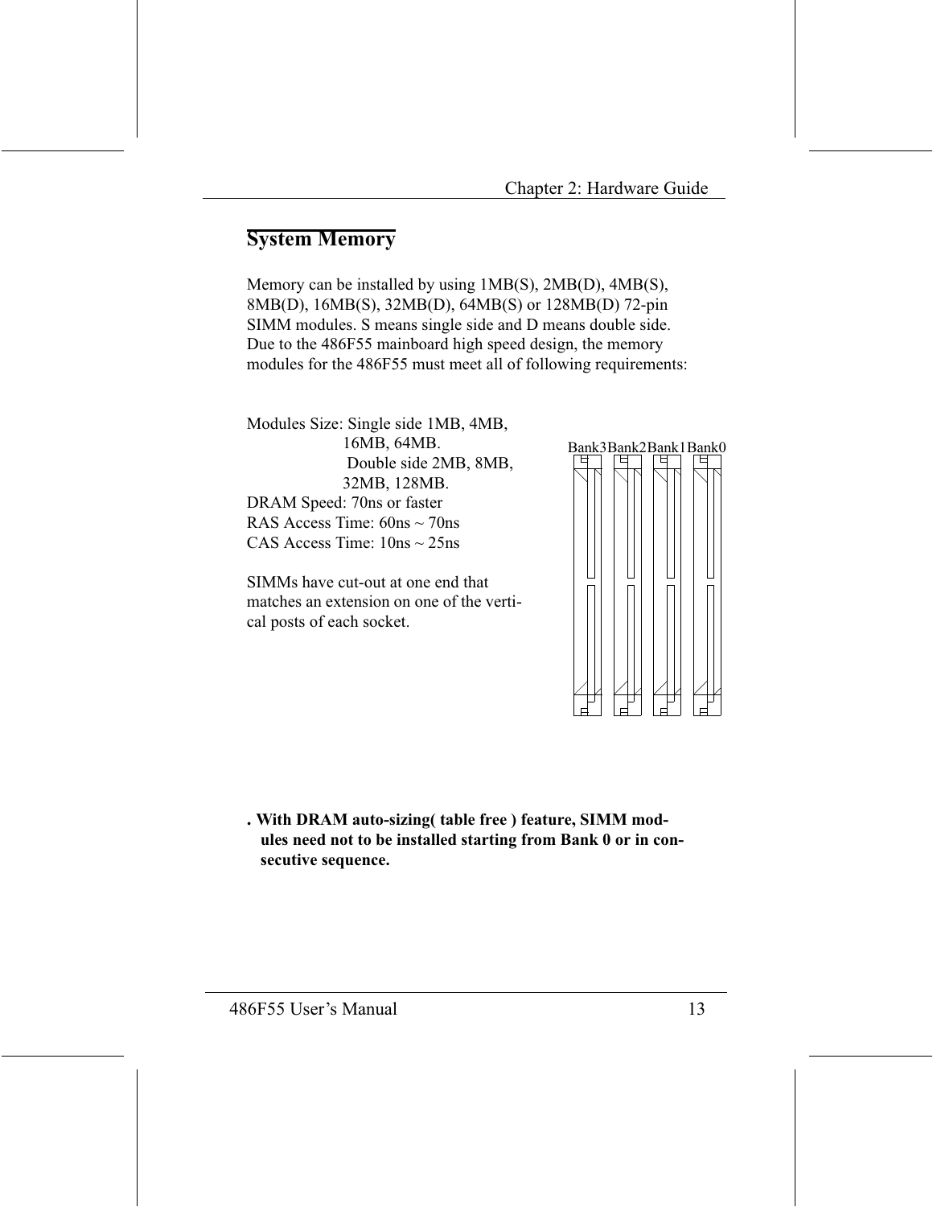## System Memory

Memory can be installed by using 1MB(S), 2MB(D), 4MB(S), 8MB(D), 16MB(S), 32MB(D), 64MB(S) or 128MB(D) 72-pin SIMM modules. S means single side and D means double side. Due to the 486F55 mainboard high speed design, the memory modules for the 486F55 must meet all of following requirements:

Modules Size: Single side 1MB, 4MB, 16MB, 64MB.
Double side 2MB, 8MB, 32MB, 128MB.
DRAM Speed: 70ns or faster
RAS Access Time: 60ns ~ 70ns
CAS Access Time: 10ns ~ 25ns

SIMMs have cut-out at one end that matches an extension on one of the vertical posts of each socket.

Bank3 Bank2 Bank1 Bank0

**. With DRAM auto-sizing( table free ) feature, SIMM modules need not to be installed starting from Bank 0 or in consecutive sequence.**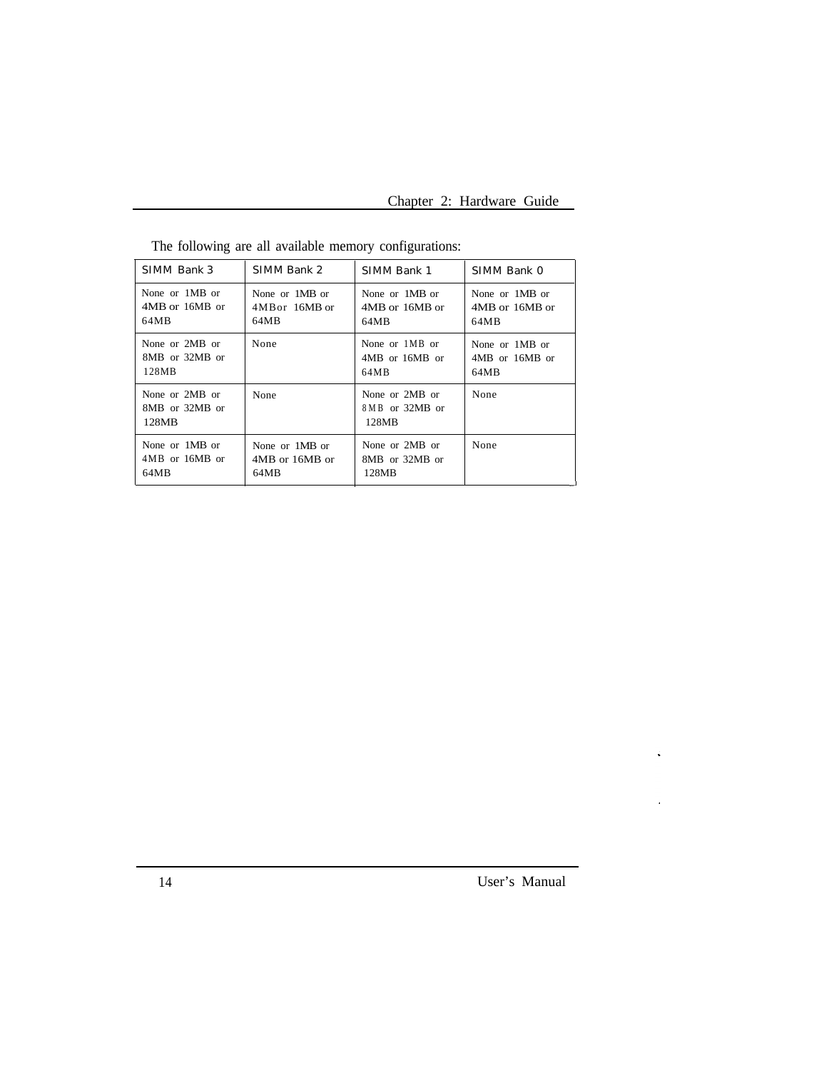The following are all available memory configurations:

| SIMM Bank 3 | SIMM Bank 2 | SIMM Bank 1 | SIMM Bank 0 |
|---|---|---|---|
| None or 1MB or 4MB or 16MB or 64MB | None or 1MB or 4MB or 16MB or 64MB | None or 1MB or 4MB or 16MB or 64MB | None or 1MB or 4MB or 16MB or 64MB |
| None or 2MB or 8MB or 32MB or 128MB | None | None or 1MB or 4MB or 16MB or 64MB | None or 1MB or 4MB or 16MB or 64MB |
| None or 2MB or 8MB or 32MB or 128MB | None | None or 2MB or 8MB or 32MB or 128MB | None |
| None or 1MB or 4MB or 16MB or 64MB | None or 1MB or 4MB or 16MB or 64MB | None or 2MB or 8MB or 32MB or 128MB | None |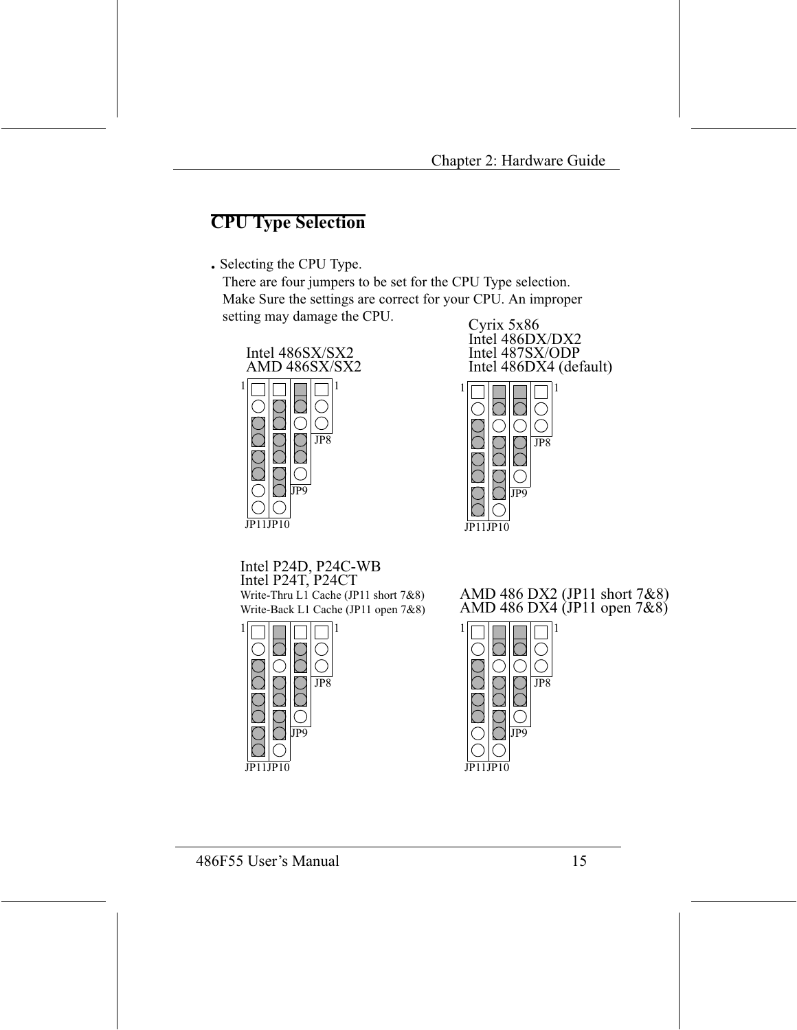## CPU Type Selection

- Selecting the CPU Type.
  There are four jumpers to be set for the CPU Type selection. Make Sure the settings are correct for your CPU. An improper setting may damage the CPU.

Intel 486SX/SX2
AMD 486SX/SX2

1 1

JP8

JP9

JP11JP10

Cyrix 5x86
Intel 486DX/DX2
Intel 487SX/ODP
Intel 486DX4 (default)

1 1

JP8

JP9

JP11JP10

Intel P24D, P24C-WB
Intel P24T, P24CT
Write-Thru L1 Cache (JP11 short 7&8)
Write-Back L1 Cache (JP11 open 7&8)

1 1

JP8

JP9

JP11JP10

AMD 486 DX2 (JP11 short 7&8)
AMD 486 DX4 (JP11 open 7&8)

1 1

JP8

JP9

JP11JP10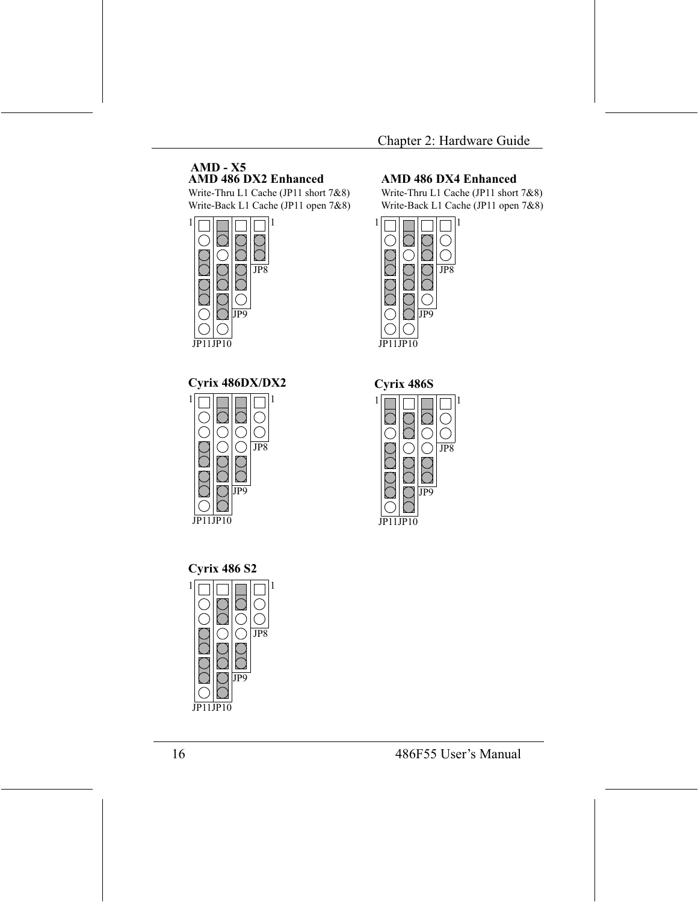**AMD - X5**

**AMD 486 DX2 Enhanced**

Write-Thru L1 Cache (JP11 short 7&8)
Write-Back L1 Cache (JP11 open 7&8)

1 1

JP8

JP9

JP11JP10

**AMD 486 DX4 Enhanced**

Write-Thru L1 Cache (JP11 short 7&8)
Write-Back L1 Cache (JP11 open 7&8)

1 1

JP8

JP9

JP11JP10

**Cyrix 486DX/DX2**

1 1

JP8

JP9

JP11JP10

**Cyrix 486S**

1 1

JP8

JP9

JP11JP10

**Cyrix 486 S2**

1 1

JP8

JP9

JP11JP10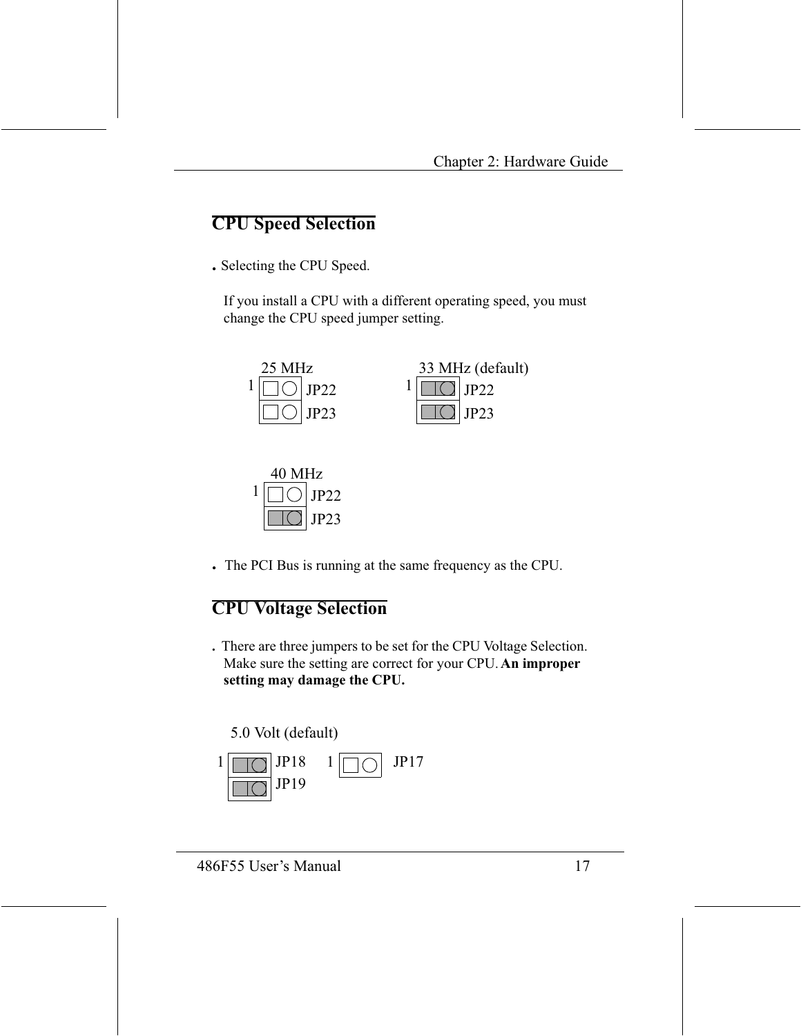## CPU Speed Selection

. Selecting the CPU Speed.

If you install a CPU with a different operating speed, you must change the CPU speed jumper setting.

25 MHz

1 JP22

JP23

33 MHz (default)

1 JP22

JP23

40 MHz

1 JP22

JP23

- The PCI Bus is running at the same frequency as the CPU.

## CPU Voltage Selection

. There are three jumpers to be set for the CPU Voltage Selection. Make sure the setting are correct for your CPU. **An improper setting may damage the CPU.**

5.0 Volt (default)

1 JP18 1 JP17

JP19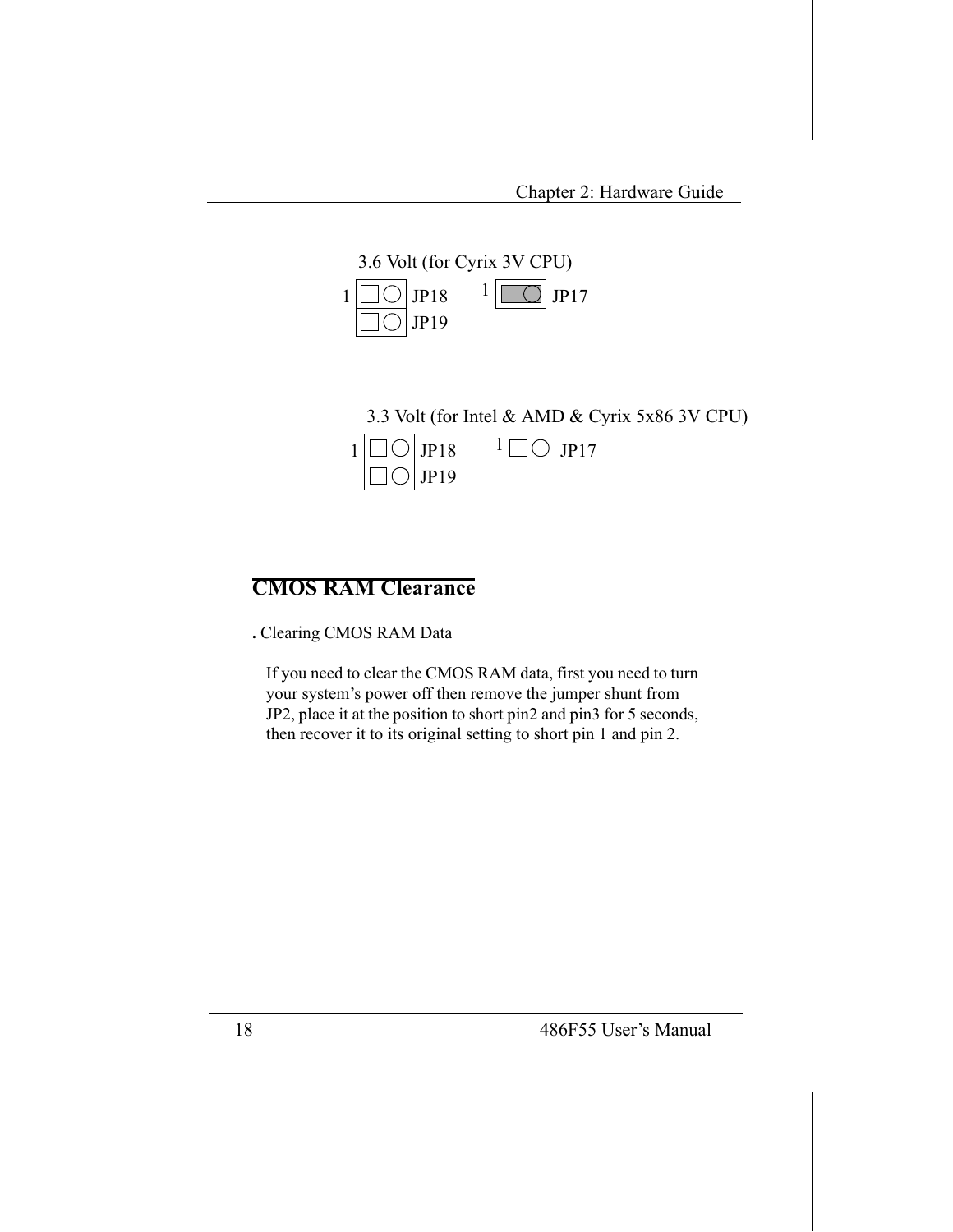3.6 Volt (for Cyrix 3V CPU)

1 JP18 1 JP17

JP19

3.3 Volt (for Intel & AMD & Cyrix 5x86 3V CPU)

1 JP18 1 JP17

JP19

## CMOS RAM Clearance

. Clearing CMOS RAM Data

If you need to clear the CMOS RAM data, first you need to turn your system's power off then remove the jumper shunt from JP2, place it at the position to short pin2 and pin3 for 5 seconds, then recover it to its original setting to short pin 1 and pin 2.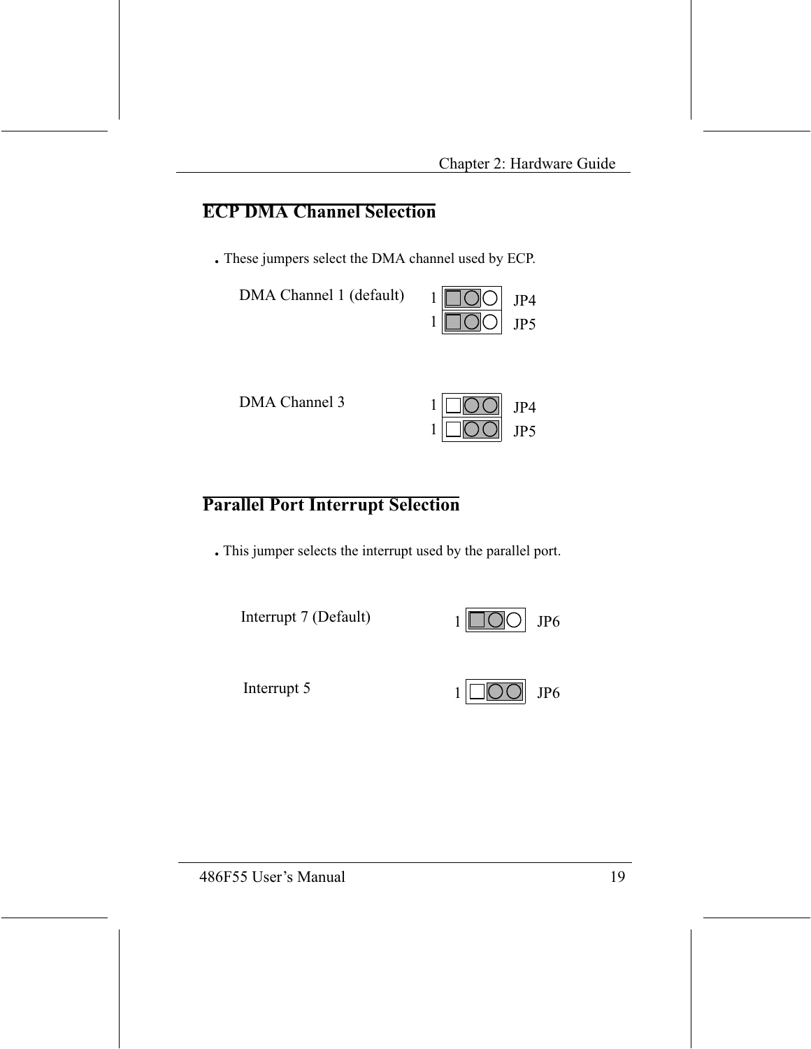## ECP DMA Channel Selection

- These jumpers select the DMA channel used by ECP.

DMA Channel 1 (default) — JP4: 1-2, JP5: 1-2

DMA Channel 3 — JP4: 2-3, JP5: 2-3

## Parallel Port Interrupt Selection

- This jumper selects the interrupt used by the parallel port.

Interrupt 7 (Default) — JP6: 1-2

Interrupt 5 — JP6: 2-3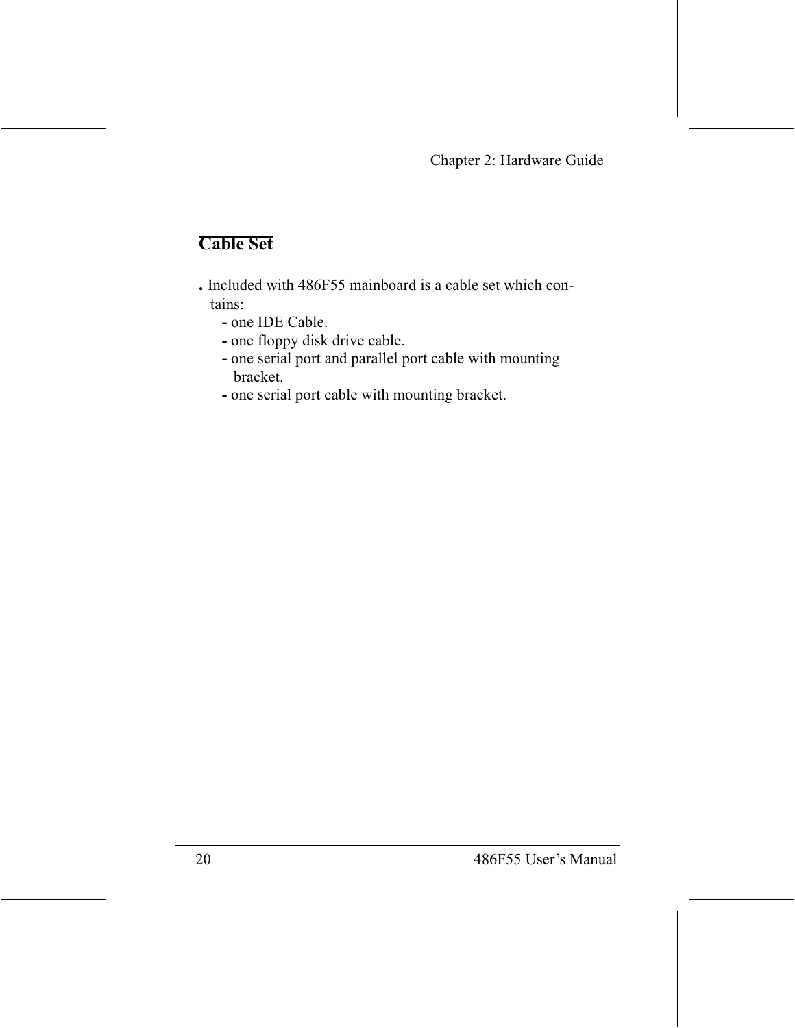## Cable Set

. Included with 486F55 mainboard is a cable set which contains:

- one IDE Cable.
- one floppy disk drive cable.
- one serial port and parallel port cable with mounting bracket.
- one serial port cable with mounting bracket.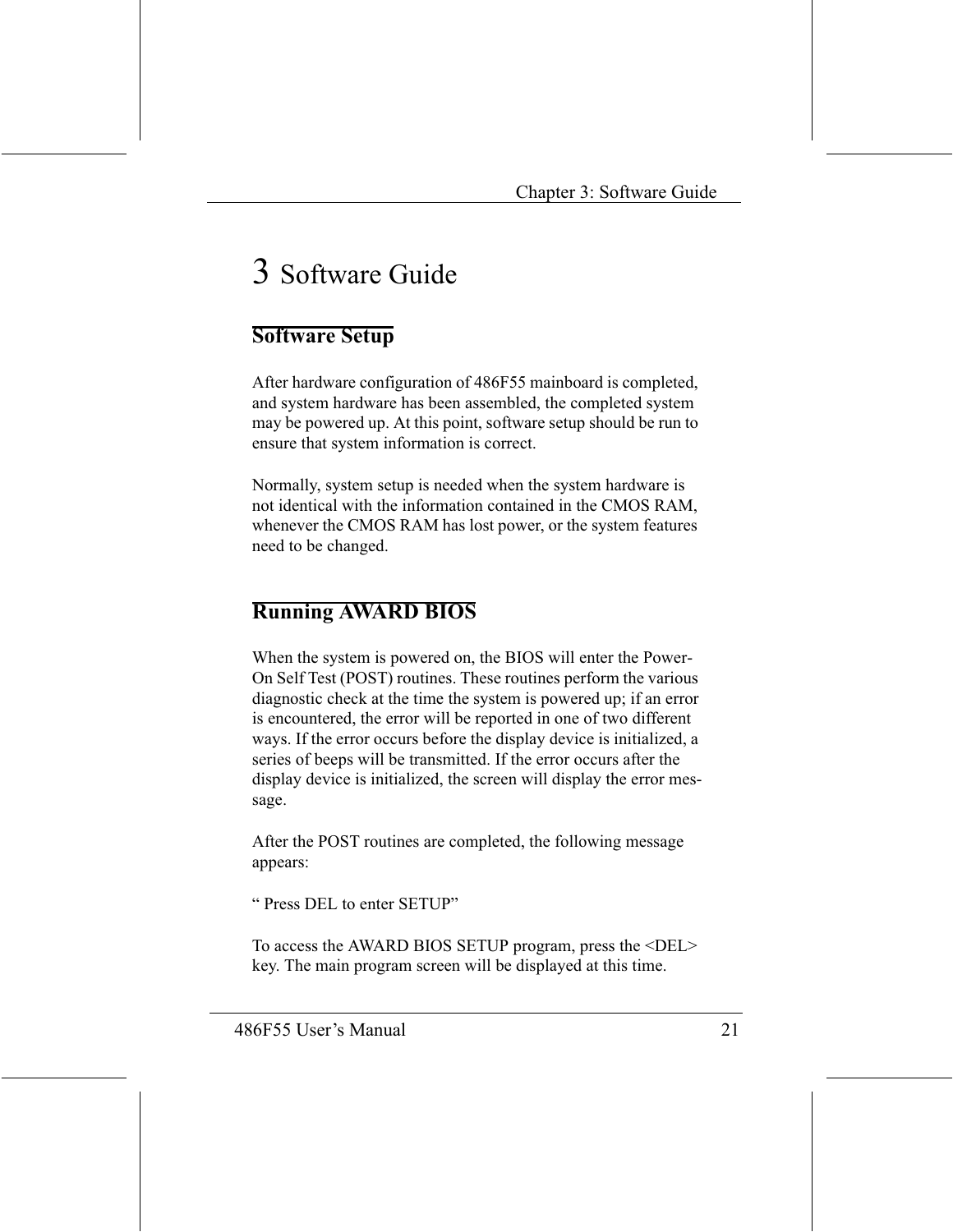# 3 Software Guide

## Software Setup

After hardware configuration of 486F55 mainboard is completed, and system hardware has been assembled, the completed system may be powered up. At this point, software setup should be run to ensure that system information is correct.

Normally, system setup is needed when the system hardware is not identical with the information contained in the CMOS RAM, whenever the CMOS RAM has lost power, or the system features need to be changed.

## Running AWARD BIOS

When the system is powered on, the BIOS will enter the Power-On Self Test (POST) routines. These routines perform the various diagnostic check at the time the system is powered up; if an error is encountered, the error will be reported in one of two different ways. If the error occurs before the display device is initialized, a series of beeps will be transmitted. If the error occurs after the display device is initialized, the screen will display the error message.

After the POST routines are completed, the following message appears:

" Press DEL to enter SETUP"

To access the AWARD BIOS SETUP program, press the <DEL> key. The main program screen will be displayed at this time.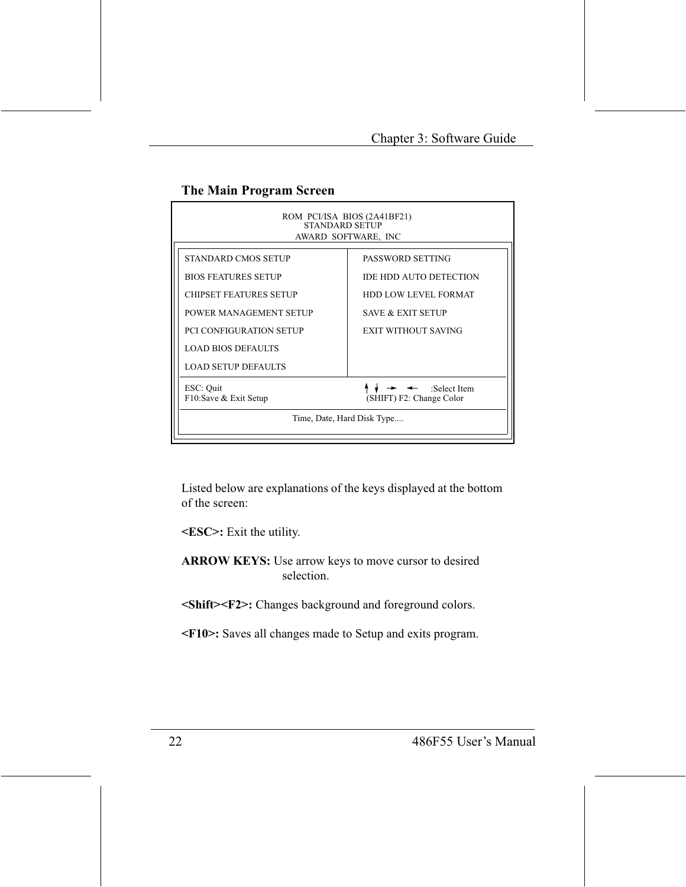## The Main Program Screen

```
                    ROM  PCI/ISA  BIOS (2A41BF21)
                           STANDARD SETUP
                       AWARD  SOFTWARE,  INC

 STANDARD CMOS SETUP                  PASSWORD SETTING
 BIOS FEATURES SETUP                  IDE HDD AUTO DETECTION
 CHIPSET FEATURES SETUP               HDD LOW LEVEL FORMAT
 POWER MANAGEMENT SETUP               SAVE & EXIT SETUP
 PCI CONFIGURATION SETUP              EXIT WITHOUT SAVING
 LOAD BIOS DEFAULTS
 LOAD SETUP DEFAULTS

 ESC: Quit                            ↑ ↓ → ←    :Select Item
 F10:Save & Exit Setup                (SHIFT) F2: Change Color

                    Time, Date, Hard Disk Type....
```

Listed below are explanations of the keys displayed at the bottom of the screen:

**<ESC>:** Exit the utility.

**ARROW KEYS:** Use arrow keys to move cursor to desired selection.

**<Shift><F2>:** Changes background and foreground colors.

**<F10>:** Saves all changes made to Setup and exits program.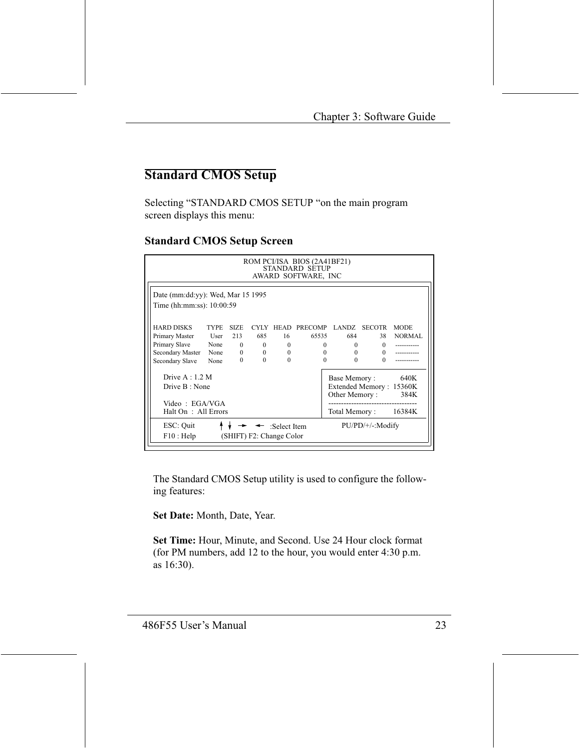## Standard CMOS Setup

Selecting “STANDARD CMOS SETUP “on the main program screen displays this menu:

### Standard CMOS Setup Screen

```
                    ROM PCI/ISA  BIOS (2A41BF21)
                           STANDARD  SETUP
                        AWARD  SOFTWARE,  INC

Date (mm:dd:yy): Wed, Mar 15 1995
Time (hh:mm:ss): 10:00:59

HARD DISKS        TYPE  SIZE  CYLY  HEAD  PRECOMP  LANDZ  SECOTR  MODE
Primary Master    User  213   685   16    65535    684    38      NORMAL
Primary Slave     None  0     0     0     0        0      0       -----------
Secondary Master  None  0     0     0     0        0      0       -----------
Secondary Slave   None  0     0     0     0        0      0       -----------

   Drive A : 1.2 M                           Base Memory :         640K
   Drive B : None                            Extended Memory :   15360K
                                             Other Memory :        384K
   Video  :  EGA/VGA                         ----------------------------------
   Halt On  :  All Errors                    Total Memory :      16384K

   ESC: Quit      ↑ ↓ → ← :Select Item          PU/PD/+/-:Modify
   F10 : Help     (SHIFT) F2: Change Color
```

The Standard CMOS Setup utility is used to configure the following features:

**Set Date:** Month, Date, Year.

**Set Time:** Hour, Minute, and Second. Use 24 Hour clock format (for PM numbers, add 12 to the hour, you would enter 4:30 p.m. as 16:30).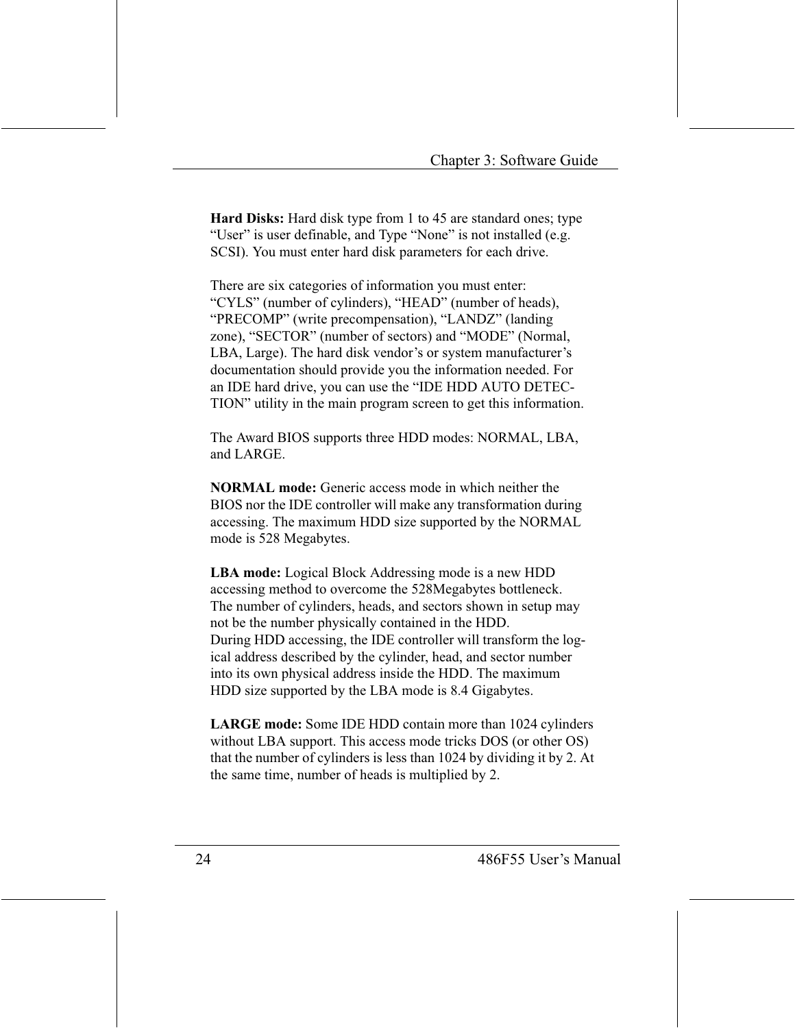**Hard Disks:** Hard disk type from 1 to 45 are standard ones; type "User" is user definable, and Type "None" is not installed (e.g. SCSI). You must enter hard disk parameters for each drive.

There are six categories of information you must enter: "CYLS" (number of cylinders), "HEAD" (number of heads), "PRECOMP" (write precompensation), "LANDZ" (landing zone), "SECTOR" (number of sectors) and "MODE" (Normal, LBA, Large). The hard disk vendor's or system manufacturer's documentation should provide you the information needed. For an IDE hard drive, you can use the "IDE HDD AUTO DETECTION" utility in the main program screen to get this information.

The Award BIOS supports three HDD modes: NORMAL, LBA, and LARGE.

**NORMAL mode:** Generic access mode in which neither the BIOS nor the IDE controller will make any transformation during accessing. The maximum HDD size supported by the NORMAL mode is 528 Megabytes.

**LBA mode:** Logical Block Addressing mode is a new HDD accessing method to overcome the 528Megabytes bottleneck. The number of cylinders, heads, and sectors shown in setup may not be the number physically contained in the HDD. During HDD accessing, the IDE controller will transform the logical address described by the cylinder, head, and sector number into its own physical address inside the HDD. The maximum HDD size supported by the LBA mode is 8.4 Gigabytes.

**LARGE mode:** Some IDE HDD contain more than 1024 cylinders without LBA support. This access mode tricks DOS (or other OS) that the number of cylinders is less than 1024 by dividing it by 2. At the same time, number of heads is multiplied by 2.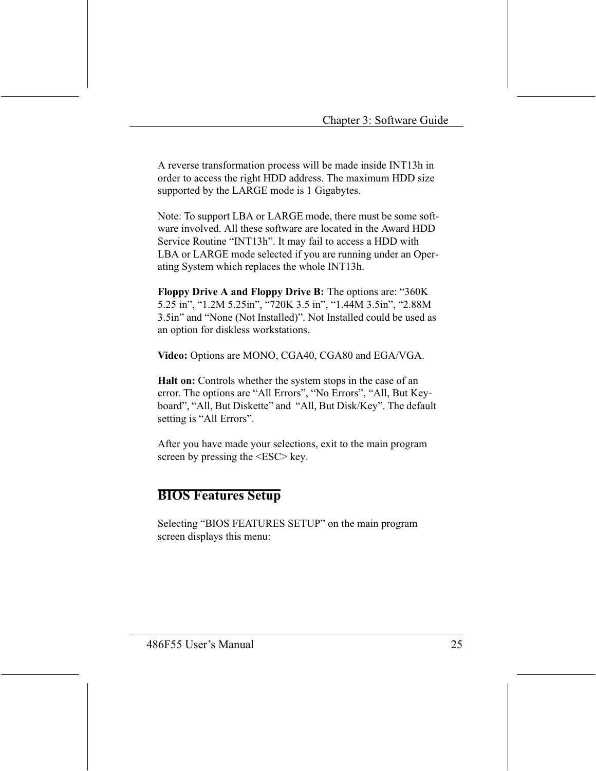A reverse transformation process will be made inside INT13h in order to access the right HDD address. The maximum HDD size supported by the LARGE mode is 1 Gigabytes.

Note: To support LBA or LARGE mode, there must be some software involved. All these software are located in the Award HDD Service Routine "INT13h". It may fail to access a HDD with LBA or LARGE mode selected if you are running under an Operating System which replaces the whole INT13h.

**Floppy Drive A and Floppy Drive B:** The options are: "360K 5.25 in", "1.2M 5.25in", "720K 3.5 in", "1.44M 3.5in", "2.88M 3.5in" and "None (Not Installed)". Not Installed could be used as an option for diskless workstations.

**Video:** Options are MONO, CGA40, CGA80 and EGA/VGA.

**Halt on:** Controls whether the system stops in the case of an error. The options are "All Errors", "No Errors", "All, But Keyboard", "All, But Diskette" and "All, But Disk/Key". The default setting is "All Errors".

After you have made your selections, exit to the main program screen by pressing the <ESC> key.

## BIOS Features Setup

Selecting "BIOS FEATURES SETUP" on the main program screen displays this menu: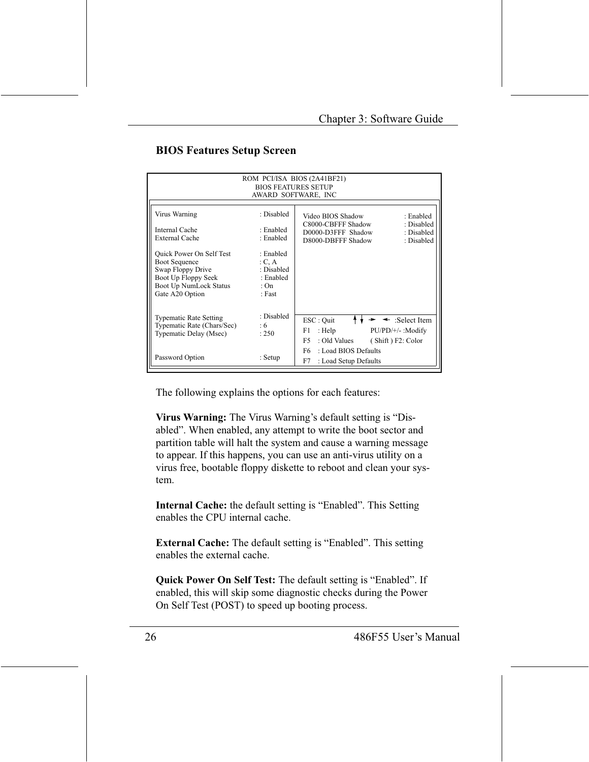## BIOS Features Setup Screen

```
                    ROM  PCI/ISA  BIOS (2A41BF21)
                       BIOS FEATURES SETUP
                      AWARD  SOFTWARE,  INC

Virus Warning                 : Disabled    Video BIOS Shadow         : Enabled
                                            C8000-CBFFF Shadow        : Disabled
Internal Cache                : Enabled     D0000-D3FFF  Shadow       : Disabled
External Cache                : Enabled     D8000-DBFFF Shadow        : Disabled

Quick Power On Self Test      : Enabled
Boot Sequence                 : C, A
Swap Floppy Drive             : Disabled
Boot Up Floppy Seek           : Enabled
Boot Up NumLock Status        : On
Gate A20 Option               : Fast


Typematic Rate Setting        : Disabled    ESC : Quit      ↑ ↓ → ←  :Select Item
Typematic Rate (Chars/Sec)    : 6           F1   : Help          PU/PD/+/- :Modify
Typematic Delay (Msec)        : 250         F5   : Old Values    ( Shift ) F2: Color
                                            F6   : Load BIOS Defaults
Password Option               : Setup       F7   : Load Setup Defaults
```

The following explains the options for each features:

**Virus Warning:** The Virus Warning's default setting is "Disabled". When enabled, any attempt to write the boot sector and partition table will halt the system and cause a warning message to appear. If this happens, you can use an anti-virus utility on a virus free, bootable floppy diskette to reboot and clean your system.

**Internal Cache:** the default setting is "Enabled". This Setting enables the CPU internal cache.

**External Cache:** The default setting is "Enabled". This setting enables the external cache.

**Quick Power On Self Test:** The default setting is "Enabled". If enabled, this will skip some diagnostic checks during the Power On Self Test (POST) to speed up booting process.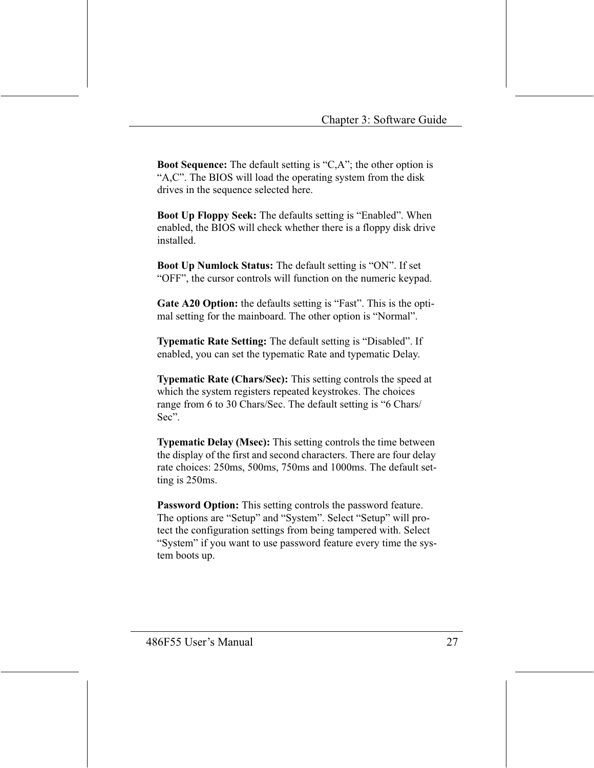**Boot Sequence:** The default setting is “C,A”; the other option is “A,C”. The BIOS will load the operating system from the disk drives in the sequence selected here.

**Boot Up Floppy Seek:** The defaults setting is “Enabled”. When enabled, the BIOS will check whether there is a floppy disk drive installed.

**Boot Up Numlock Status:** The default setting is “ON”. If set “OFF”, the cursor controls will function on the numeric keypad.

**Gate A20 Option:** the defaults setting is “Fast”. This is the optimal setting for the mainboard. The other option is “Normal”.

**Typematic Rate Setting:** The default setting is “Disabled”. If enabled, you can set the typematic Rate and typematic Delay.

**Typematic Rate (Chars/Sec):** This setting controls the speed at which the system registers repeated keystrokes. The choices range from 6 to 30 Chars/Sec. The default setting is “6 Chars/Sec”.

**Typematic Delay (Msec):** This setting controls the time between the display of the first and second characters. There are four delay rate choices: 250ms, 500ms, 750ms and 1000ms. The default setting is 250ms.

**Password Option:** This setting controls the password feature. The options are “Setup” and “System”. Select “Setup” will protect the configuration settings from being tampered with. Select “System” if you want to use password feature every time the system boots up.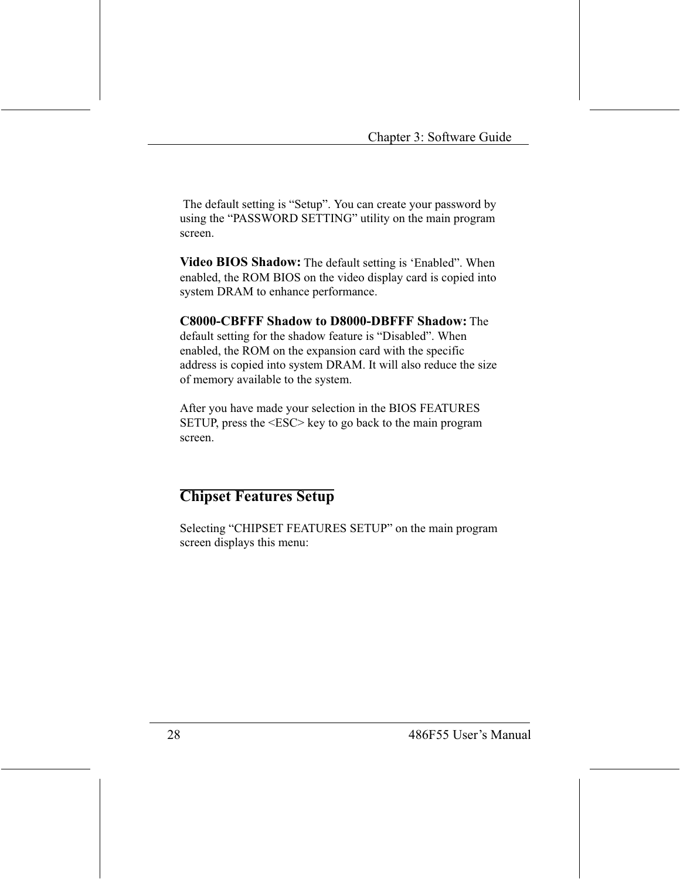The default setting is “Setup”. You can create your password by using the “PASSWORD SETTING” utility on the main program screen.

**Video BIOS Shadow:** The default setting is ‘Enabled”. When enabled, the ROM BIOS on the video display card is copied into system DRAM to enhance performance.

**C8000-CBFFF Shadow to D8000-DBFFF Shadow:** The default setting for the shadow feature is “Disabled”. When enabled, the ROM on the expansion card with the specific address is copied into system DRAM. It will also reduce the size of memory available to the system.

After you have made your selection in the BIOS FEATURES SETUP, press the <ESC> key to go back to the main program screen.

## Chipset Features Setup

Selecting “CHIPSET FEATURES SETUP” on the main program screen displays this menu: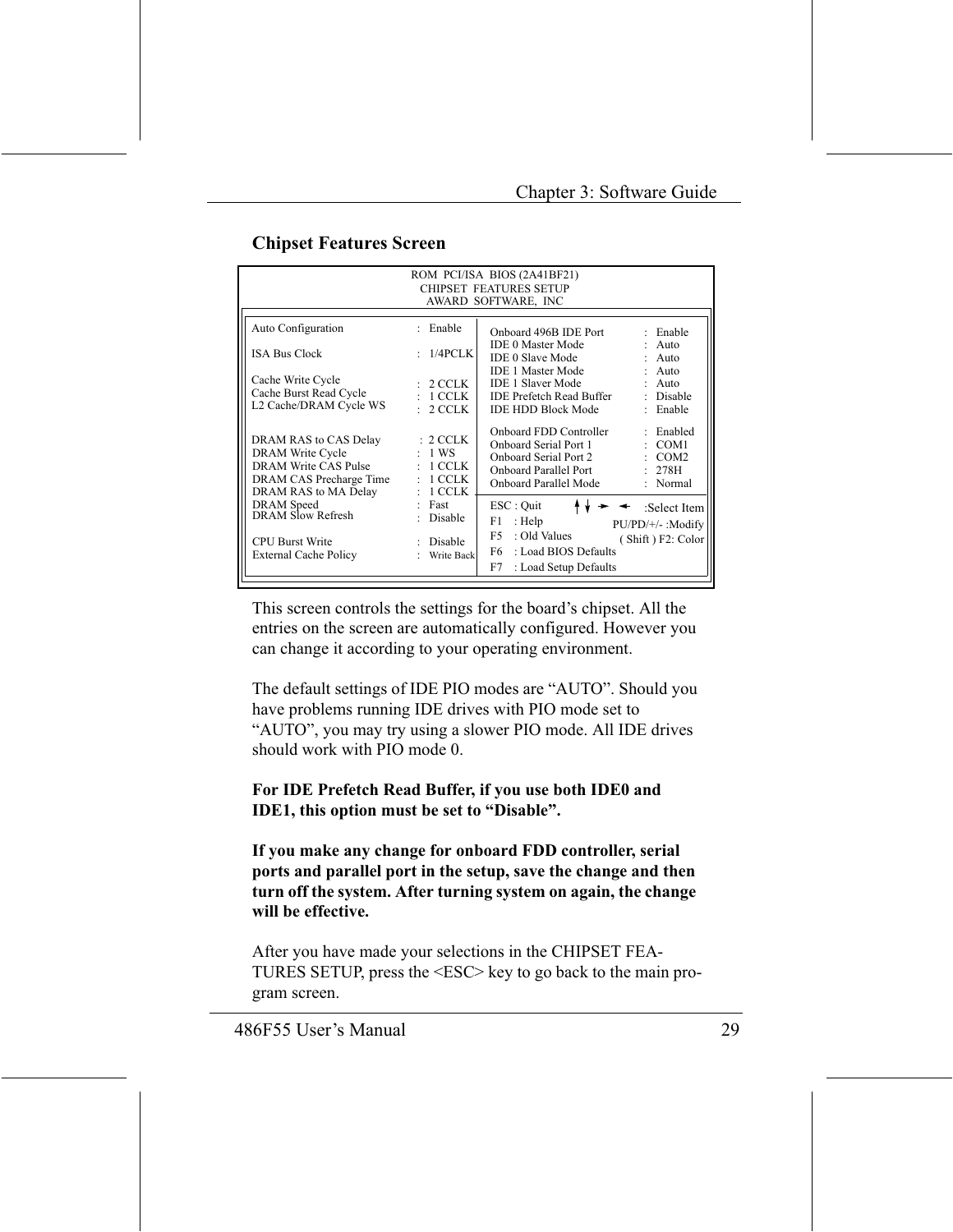## Chipset Features Screen

```
                         ROM  PCI/ISA  BIOS (2A41BF21)
                         CHIPSET  FEATURES SETUP
                           AWARD  SOFTWARE,  INC

Auto Configuration          : Enable       Onboard 496B IDE Port      : Enable
                                           IDE 0 Master Mode          : Auto
ISA Bus Clock               : 1/4PCLK      IDE 0 Slave Mode           : Auto
                                           IDE 1 Master Mode          : Auto
Cache Write Cycle           : 2 CCLK       IDE 1 Slaver Mode          : Auto
Cache Burst Read Cycle      : 1 CCLK       IDE Prefetch Read Buffer   : Disable
L2 Cache/DRAM Cycle WS      : 2 CCLK       IDE HDD Block Mode         : Enable

DRAM RAS to CAS Delay       : 2 CCLK       Onboard FDD Controller     : Enabled
DRAM Write Cycle            : 1 WS         Onboard Serial Port 1      : COM1
DRAM Write CAS Pulse        : 1 CCLK       Onboard Serial Port 2      : COM2
DRAM CAS Precharge Time     : 1 CCLK       Onboard Parallel Port      : 278H
DRAM RAS to MA Delay        : 1 CCLK       Onboard Parallel Mode      : Normal
DRAM Speed                  : Fast         ESC : Quit      ↑↓→←      :Select Item
DRAM Slow Refresh           : Disable      F1  : Help             PU/PD/+/- :Modify
                                           F5  : Old Values     ( Shift ) F2: Color
CPU Burst Write             : Disable      F6  : Load BIOS Defaults
External Cache Policy       : Write Back   F7  : Load Setup Defaults
```

This screen controls the settings for the board's chipset. All the entries on the screen are automatically configured. However you can change it according to your operating environment.

The default settings of IDE PIO modes are "AUTO". Should you have problems running IDE drives with PIO mode set to "AUTO", you may try using a slower PIO mode. All IDE drives should work with PIO mode 0.

**For IDE Prefetch Read Buffer, if you use both IDE0 and IDE1, this option must be set to "Disable".**

**If you make any change for onboard FDD controller, serial ports and parallel port in the setup, save the change and then turn off the system. After turning system on again, the change will be effective.**

After you have made your selections in the CHIPSET FEATURES SETUP, press the <ESC> key to go back to the main program screen.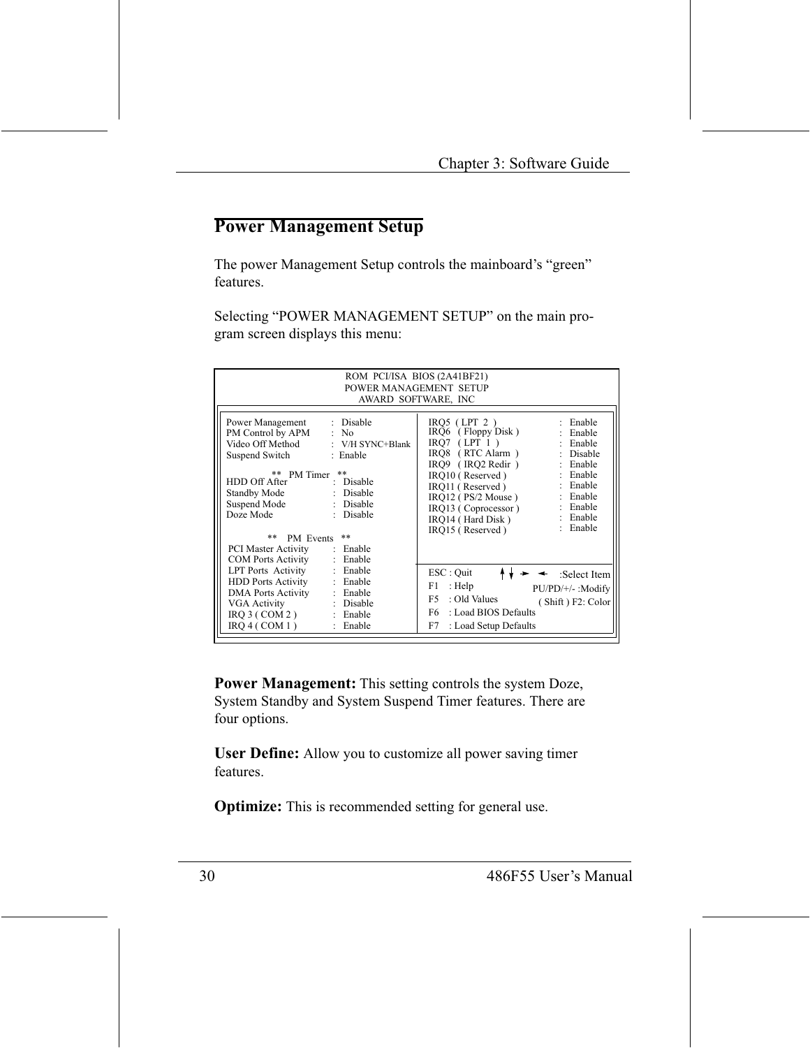## Power Management Setup

The power Management Setup controls the mainboard's "green" features.

Selecting "POWER MANAGEMENT SETUP" on the main program screen displays this menu:

```
                         ROM  PCI/ISA  BIOS (2A41BF21)
                          POWER MANAGEMENT  SETUP
                            AWARD  SOFTWARE,  INC

Power Management       :  Disable           IRQ5  ( LPT  2  )          :  Enable
PM Control by APM      :  No                IRQ6   ( Floppy Disk )     :  Enable
Video Off Method       :  V/H SYNC+Blank    IRQ7   ( LPT  1  )         :  Enable
Suspend Switch         :  Enable            IRQ8   ( RTC Alarm  )      :  Disable
                                            IRQ9   ( IRQ2 Redir  )     :  Enable
          **   PM Timer   **                IRQ10 ( Reserved )         :  Enable
HDD Off After          :  Disable           IRQ11 ( Reserved )         :  Enable
Standby Mode           :  Disable           IRQ12 ( PS/2 Mouse )       :  Enable
Suspend Mode           :  Disable           IRQ13 ( Coprocessor )      :  Enable
Doze Mode              :  Disable           IRQ14 ( Hard Disk )        :  Enable
                                            IRQ15 ( Reserved )         :  Enable
          **   PM  Events   **
PCI Master Activity    :  Enable
COM Ports Activity     :  Enable            ESC : Quit        ↑↓→←    :Select Item
LPT Ports  Activity    :  Enable            F1    : Help           PU/PD/+/- :Modify
HDD Ports Activity     :  Enable            F5    : Old Values     ( Shift ) F2: Color
DMA Ports Activity     :  Enable            F6    : Load BIOS Defaults
VGA Activity           :  Disable           F7    : Load Setup Defaults
IRQ 3 ( COM 2 )        :  Enable
IRQ 4 ( COM 1 )        :  Enable
```

**Power Management:** This setting controls the system Doze, System Standby and System Suspend Timer features. There are four options.

**User Define:** Allow you to customize all power saving timer features.

**Optimize:** This is recommended setting for general use.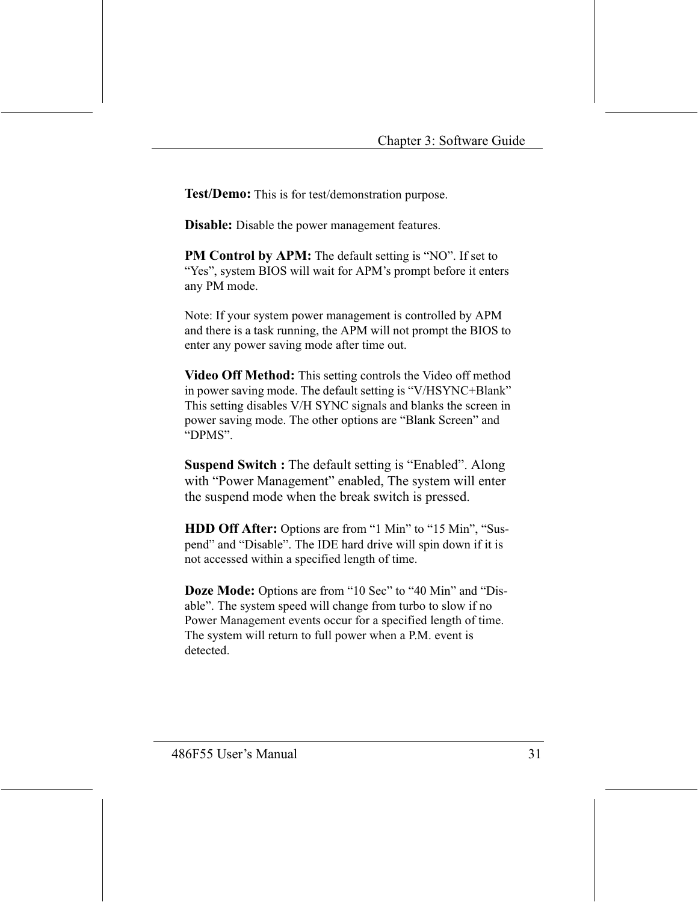**Test/Demo:** This is for test/demonstration purpose.

**Disable:** Disable the power management features.

**PM Control by APM:** The default setting is “NO”. If set to “Yes”, system BIOS will wait for APM’s prompt before it enters any PM mode.

Note: If your system power management is controlled by APM and there is a task running, the APM will not prompt the BIOS to enter any power saving mode after time out.

**Video Off Method:** This setting controls the Video off method in power saving mode. The default setting is “V/HSYNC+Blank” This setting disables V/H SYNC signals and blanks the screen in power saving mode. The other options are “Blank Screen” and “DPMS”.

**Suspend Switch :** The default setting is “Enabled”. Along with “Power Management” enabled, The system will enter the suspend mode when the break switch is pressed.

**HDD Off After:** Options are from “1 Min” to “15 Min”, “Suspend” and “Disable”. The IDE hard drive will spin down if it is not accessed within a specified length of time.

**Doze Mode:** Options are from “10 Sec” to “40 Min” and “Disable”. The system speed will change from turbo to slow if no Power Management events occur for a specified length of time. The system will return to full power when a P.M. event is detected.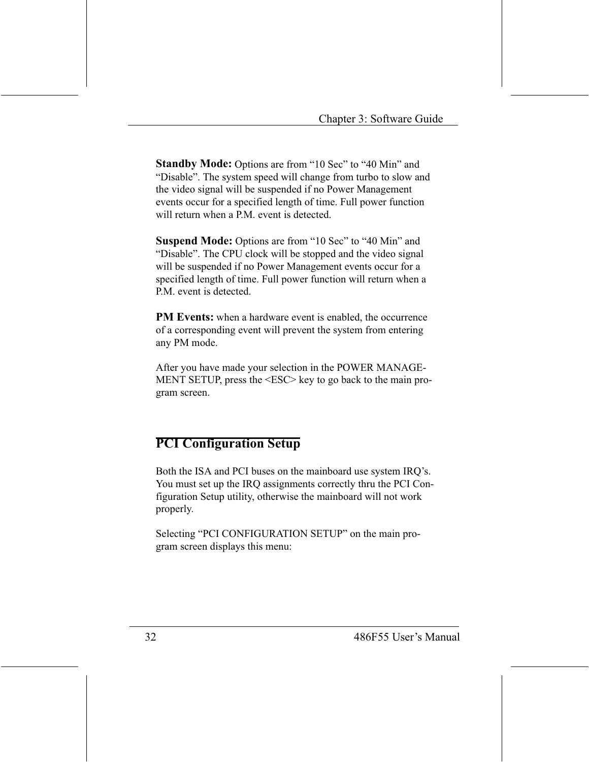**Standby Mode:** Options are from “10 Sec” to “40 Min” and “Disable”. The system speed will change from turbo to slow and the video signal will be suspended if no Power Management events occur for a specified length of time. Full power function will return when a P.M. event is detected.

**Suspend Mode:** Options are from “10 Sec” to “40 Min” and “Disable”. The CPU clock will be stopped and the video signal will be suspended if no Power Management events occur for a specified length of time. Full power function will return when a P.M. event is detected.

**PM Events:** when a hardware event is enabled, the occurrence of a corresponding event will prevent the system from entering any PM mode.

After you have made your selection in the POWER MANAGEMENT SETUP, press the <ESC> key to go back to the main program screen.

## PCI Configuration Setup

Both the ISA and PCI buses on the mainboard use system IRQ’s. You must set up the IRQ assignments correctly thru the PCI Configuration Setup utility, otherwise the mainboard will not work properly.

Selecting “PCI CONFIGURATION SETUP” on the main program screen displays this menu: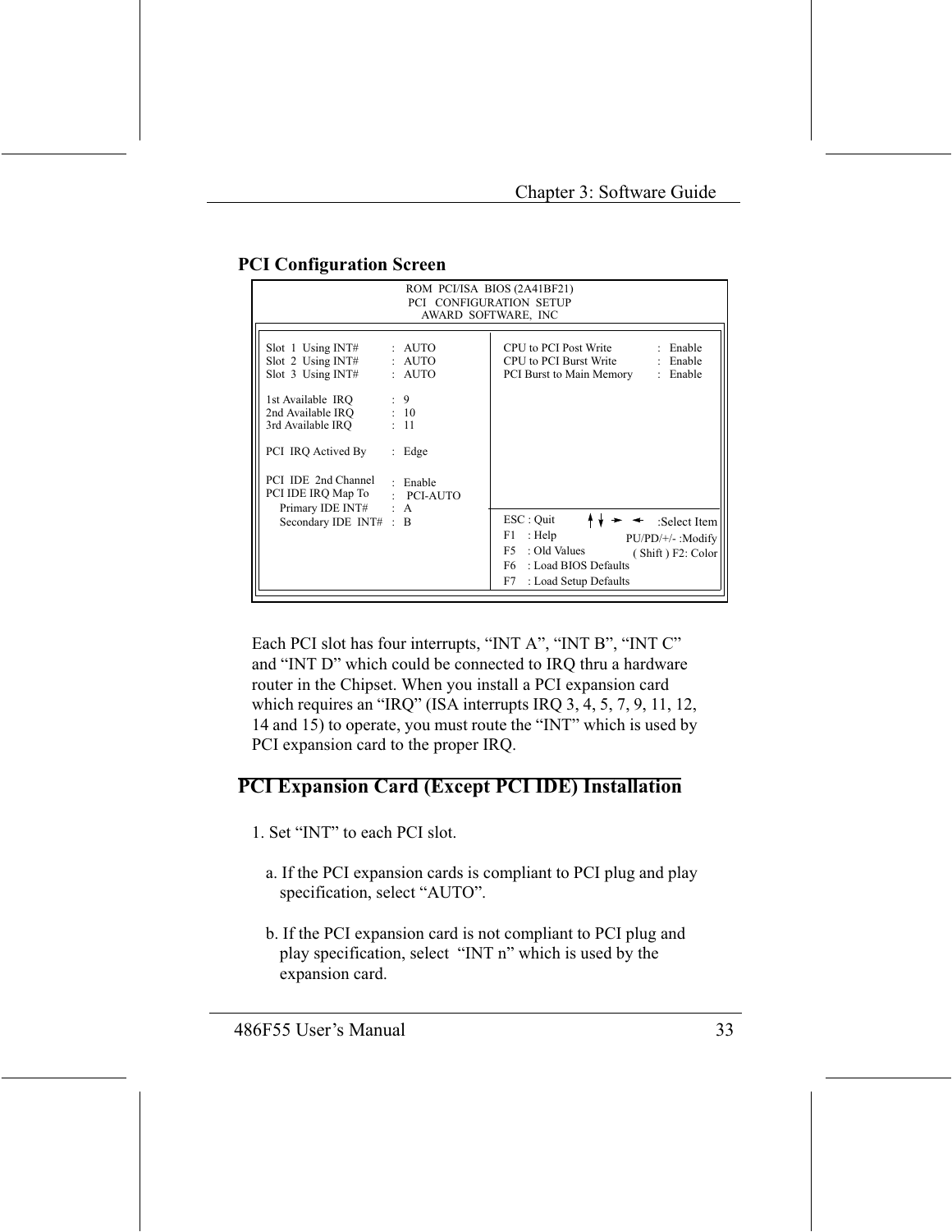## PCI Configuration Screen

```
                    ROM  PCI/ISA  BIOS (2A41BF21)
                     PCI   CONFIGURATION  SETUP
                        AWARD  SOFTWARE,  INC

Slot  1  Using INT#       :  AUTO      CPU to PCI Post Write        :  Enable
Slot  2  Using INT#       :  AUTO      CPU to PCI Burst Write       :  Enable
Slot  3  Using INT#       :  AUTO      PCI Burst to Main Memory     :  Enable

1st Available  IRQ        :  9
2nd Available IRQ         :  10
3rd Available IRQ         :  11

PCI  IRQ Actived By       :  Edge

PCI  IDE  2nd Channel     :  Enable
PCI IDE IRQ Map To        :  PCI-AUTO
   Primary IDE INT#       :  A         ESC : Quit     ↑↓ → ←  :Select Item
   Secondary IDE  INT#    :  B         F1  : Help        PU/PD/+/- :Modify
                                       F5  : Old Values  ( Shift ) F2: Color
                                       F6  : Load BIOS Defaults
                                       F7  : Load Setup Defaults
```

Each PCI slot has four interrupts, “INT A”, “INT B”, “INT C” and “INT D” which could be connected to IRQ thru a hardware router in the Chipset. When you install a PCI expansion card which requires an “IRQ” (ISA interrupts IRQ 3, 4, 5, 7, 9, 11, 12, 14 and 15) to operate, you must route the “INT” which is used by PCI expansion card to the proper IRQ.

## PCI Expansion Card (Except PCI IDE) Installation

1. Set “INT” to each PCI slot.

   a. If the PCI expansion cards is compliant to PCI plug and play specification, select “AUTO”.

   b. If the PCI expansion card is not compliant to PCI plug and play specification, select  “INT n” which is used by the expansion card.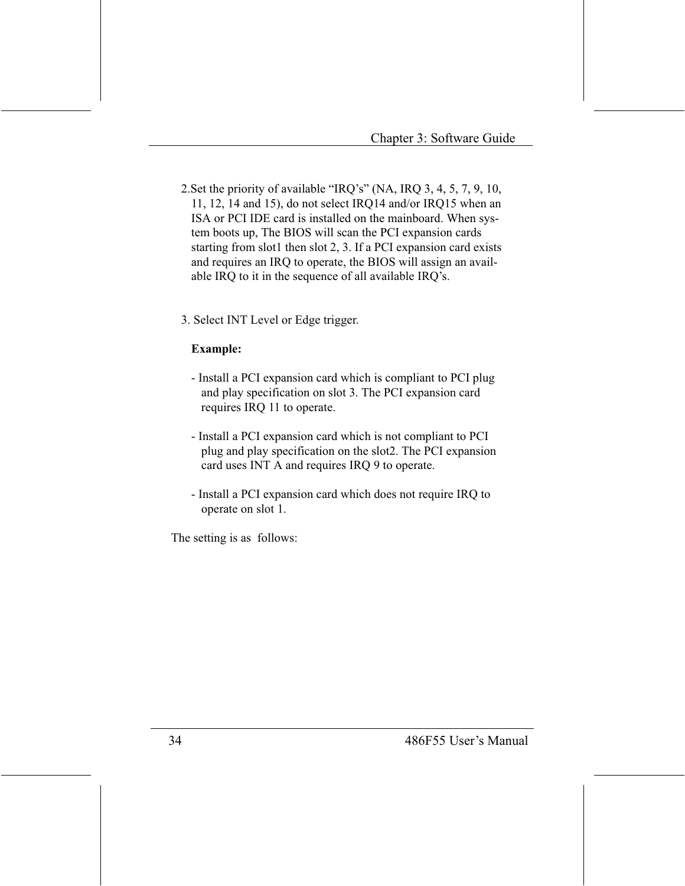2.Set the priority of available “IRQ’s” (NA, IRQ 3, 4, 5, 7, 9, 10, 11, 12, 14 and 15), do not select IRQ14 and/or IRQ15 when an ISA or PCI IDE card is installed on the mainboard. When system boots up, The BIOS will scan the PCI expansion cards starting from slot1 then slot 2, 3. If a PCI expansion card exists and requires an IRQ to operate, the BIOS will assign an available IRQ to it in the sequence of all available IRQ’s.

3. Select INT Level or Edge trigger.

**Example:**

- Install a PCI expansion card which is compliant to PCI plug and play specification on slot 3. The PCI expansion card requires IRQ 11 to operate.

- Install a PCI expansion card which is not compliant to PCI plug and play specification on the slot2. The PCI expansion card uses INT A and requires IRQ 9 to operate.

- Install a PCI expansion card which does not require IRQ to operate on slot 1.

The setting is as follows: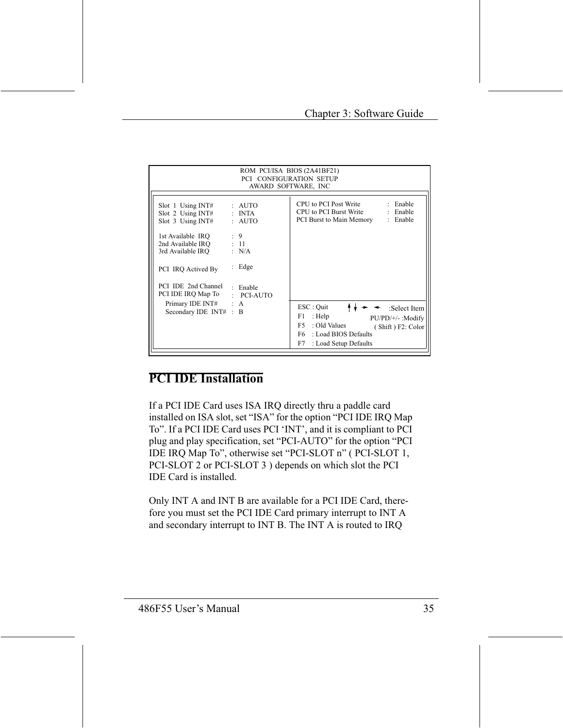```
                    ROM  PCI/ISA  BIOS (2A41BF21)
                      PCI   CONFIGURATION  SETUP
                        AWARD  SOFTWARE,  INC

Slot  1  Using INT#     :  AUTO        CPU to PCI Post Write       :  Enable
Slot  2  Using INT#     :  INTA        CPU to PCI Burst Write      :  Enable
Slot  3  Using INT#     :  AUTO        PCI Burst to Main Memory    :  Enable

1st Available  IRQ      :  9
2nd Available IRQ       :  11
3rd Available IRQ       :  N/A

PCI  IRQ Actived By     :  Edge

PCI  IDE  2nd Channel   :  Enable
PCI IDE IRQ Map To      :  PCI-AUTO
   Primary IDE INT#     :  A           ESC : Quit        ↑↓→←    :Select Item
   Secondary IDE  INT#  :  B           F1   : Help       PU/PD/+/- :Modify
                                       F5   : Old Values   ( Shift ) F2: Color
                                       F6   : Load BIOS Defaults
                                       F7   : Load Setup Defaults
```

## PCI IDE Installation

If a PCI IDE Card uses ISA IRQ directly thru a paddle card installed on ISA slot, set "ISA" for the option "PCI IDE IRQ Map To". If a PCI IDE Card uses PCI 'INT', and it is compliant to PCI plug and play specification, set "PCI-AUTO" for the option "PCI IDE IRQ Map To", otherwise set "PCI-SLOT n" ( PCI-SLOT 1, PCI-SLOT 2 or PCI-SLOT 3 ) depends on which slot the PCI IDE Card is installed.

Only INT A and INT B are available for a PCI IDE Card, therefore you must set the PCI IDE Card primary interrupt to INT A and secondary interrupt to INT B. The INT A is routed to IRQ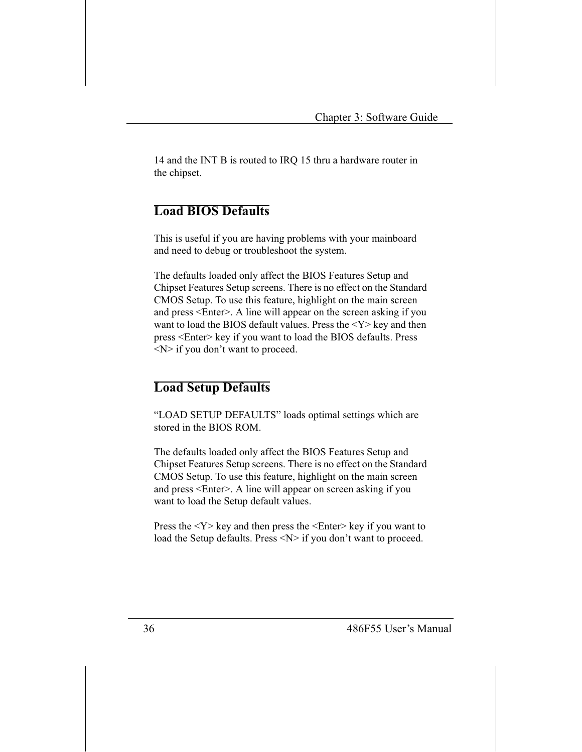14 and the INT B is routed to IRQ 15 thru a hardware router in the chipset.

## Load BIOS Defaults

This is useful if you are having problems with your mainboard and need to debug or troubleshoot the system.

The defaults loaded only affect the BIOS Features Setup and Chipset Features Setup screens. There is no effect on the Standard CMOS Setup. To use this feature, highlight on the main screen and press <Enter>. A line will appear on the screen asking if you want to load the BIOS default values. Press the <Y> key and then press <Enter> key if you want to load the BIOS defaults. Press <N> if you don't want to proceed.

## Load Setup Defaults

"LOAD SETUP DEFAULTS" loads optimal settings which are stored in the BIOS ROM.

The defaults loaded only affect the BIOS Features Setup and Chipset Features Setup screens. There is no effect on the Standard CMOS Setup. To use this feature, highlight on the main screen and press <Enter>. A line will appear on screen asking if you want to load the Setup default values.

Press the <Y> key and then press the <Enter> key if you want to load the Setup defaults. Press <N> if you don't want to proceed.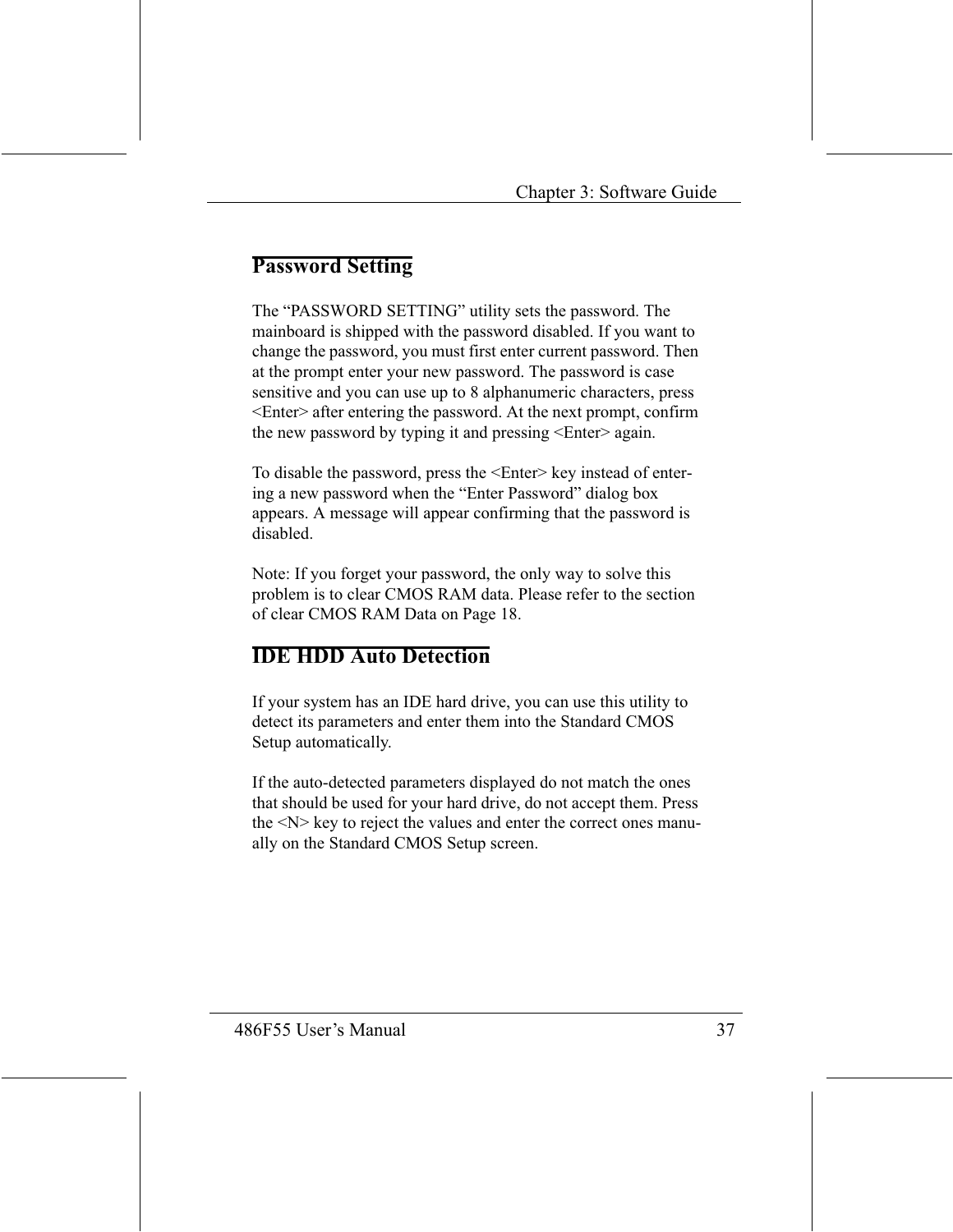## Password Setting

The “PASSWORD SETTING” utility sets the password. The mainboard is shipped with the password disabled. If you want to change the password, you must first enter current password. Then at the prompt enter your new password. The password is case sensitive and you can use up to 8 alphanumeric characters, press <Enter> after entering the password. At the next prompt, confirm the new password by typing it and pressing <Enter> again.

To disable the password, press the <Enter> key instead of entering a new password when the “Enter Password” dialog box appears. A message will appear confirming that the password is disabled.

Note: If you forget your password, the only way to solve this problem is to clear CMOS RAM data. Please refer to the section of clear CMOS RAM Data on Page 18.

## IDE HDD Auto Detection

If your system has an IDE hard drive, you can use this utility to detect its parameters and enter them into the Standard CMOS Setup automatically.

If the auto-detected parameters displayed do not match the ones that should be used for your hard drive, do not accept them. Press the <N> key to reject the values and enter the correct ones manually on the Standard CMOS Setup screen.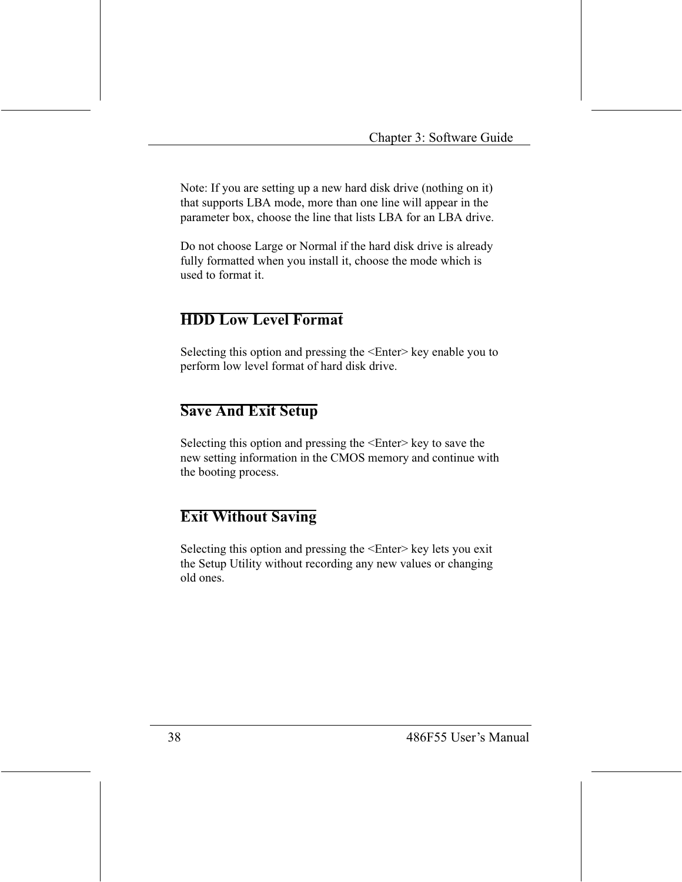Note: If you are setting up a new hard disk drive (nothing on it) that supports LBA mode, more than one line will appear in the parameter box, choose the line that lists LBA for an LBA drive.

Do not choose Large or Normal if the hard disk drive is already fully formatted when you install it, choose the mode which is used to format it.

## HDD Low Level Format

Selecting this option and pressing the <Enter> key enable you to perform low level format of hard disk drive.

## Save And Exit Setup

Selecting this option and pressing the <Enter> key to save the new setting information in the CMOS memory and continue with the booting process.

## Exit Without Saving

Selecting this option and pressing the <Enter> key lets you exit the Setup Utility without recording any new values or changing old ones.